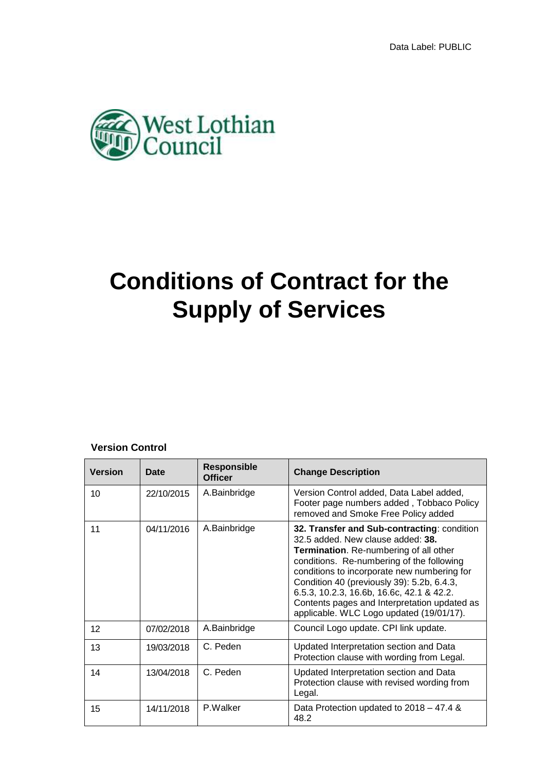Data Label: PUBLIC

West Lothian Council

# Conditions of Contract for the Supply of Services

**Version Control**

| Version | Date | Responsible Officer | Change Description |
|---|---|---|---|
| 10 | 22/10/2015 | A.Bainbridge | Version Control added, Data Label added, Footer page numbers added , Tobbaco Policy removed and Smoke Free Policy added |
| 11 | 04/11/2016 | A.Bainbridge | **32. Transfer and Sub-contracting**: condition 32.5 added. New clause added: **38. Termination**. Re-numbering of all other conditions. Re-numbering of the following conditions to incorporate new numbering for Condition 40 (previously 39): 5.2b, 6.4.3, 6.5.3, 10.2.3, 16.6b, 16.6c, 42.1 & 42.2. Contents pages and Interpretation updated as applicable. WLC Logo updated (19/01/17). |
| 12 | 07/02/2018 | A.Bainbridge | Council Logo update. CPI link update. |
| 13 | 19/03/2018 | C. Peden | Updated Interpretation section and Data Protection clause with wording from Legal. |
| 14 | 13/04/2018 | C. Peden | Updated Interpretation section and Data Protection clause with revised wording from Legal. |
| 15 | 14/11/2018 | P.Walker | Data Protection updated to 2018 – 47.4 & 48.2 |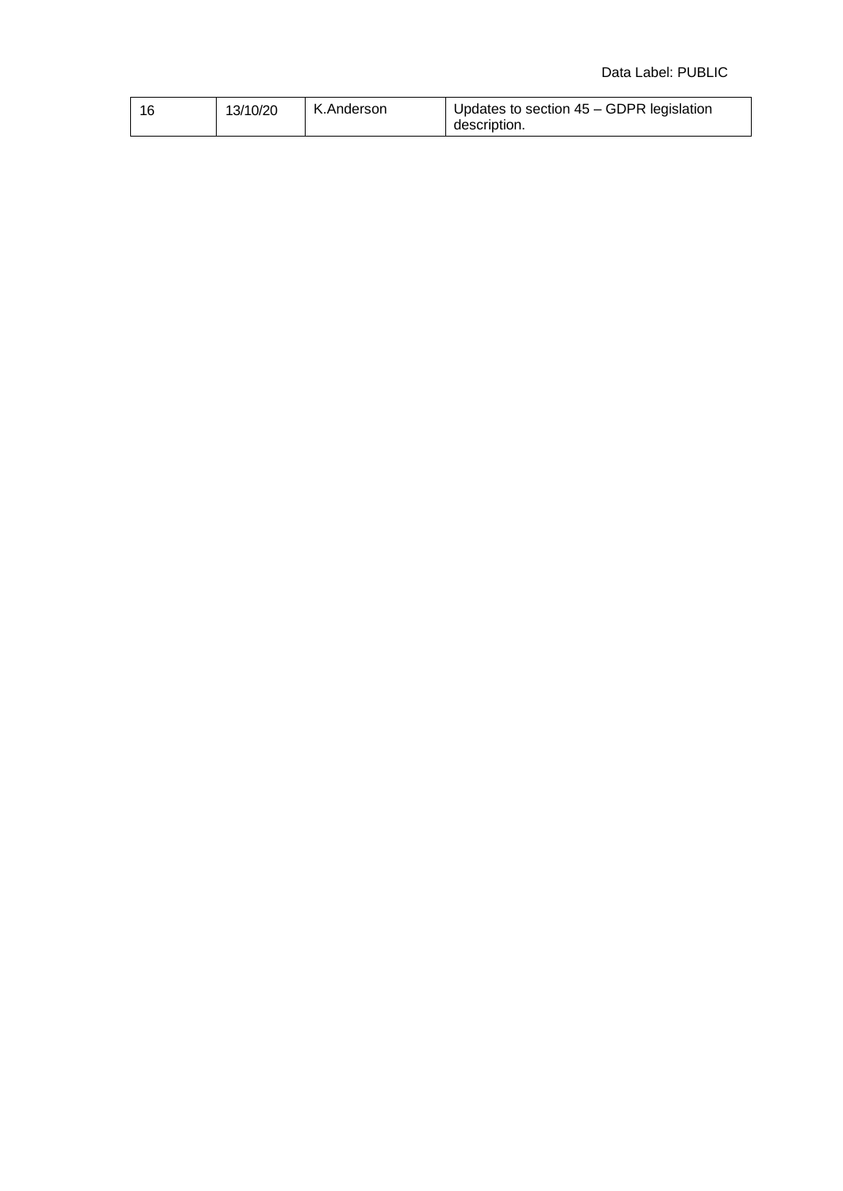| 16 | 13/10/20 | K.Anderson | Updates to section 45 – GDPR legislation description. |
|---|---|---|---|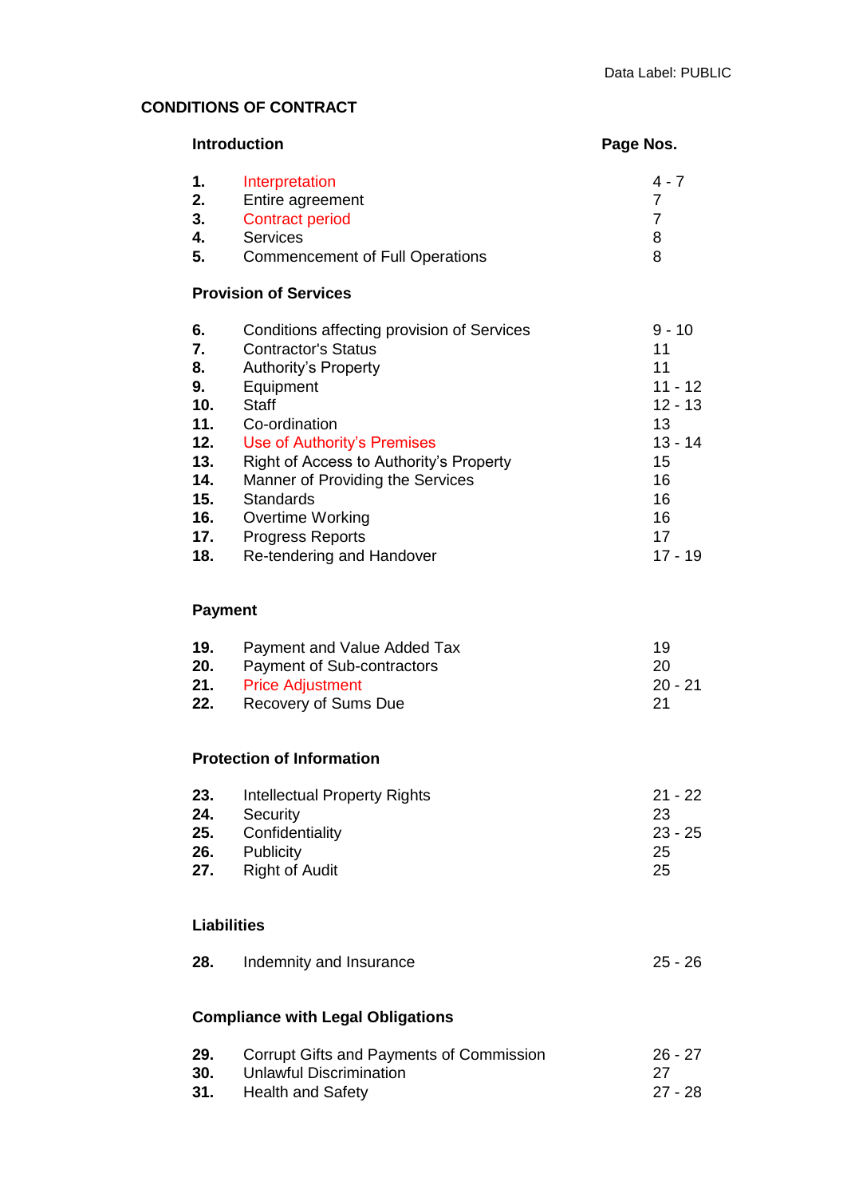Data Label: PUBLIC

# CONDITIONS OF CONTRACT

| **Introduction** | | **Page Nos.** |
|---|---|---|
| **1.** | Interpretation | 4 - 7 |
| **2.** | Entire agreement | 7 |
| **3.** | Contract period | 7 |
| **4.** | Services | 8 |
| **5.** | Commencement of Full Operations | 8 |

**Provision of Services**

| | | |
|---|---|---|
| **6.** | Conditions affecting provision of Services | 9 - 10 |
| **7.** | Contractor's Status | 11 |
| **8.** | Authority's Property | 11 |
| **9.** | Equipment | 11 - 12 |
| **10.** | Staff | 12 - 13 |
| **11.** | Co-ordination | 13 |
| **12.** | Use of Authority's Premises | 13 - 14 |
| **13.** | Right of Access to Authority's Property | 15 |
| **14.** | Manner of Providing the Services | 16 |
| **15.** | Standards | 16 |
| **16.** | Overtime Working | 16 |
| **17.** | Progress Reports | 17 |
| **18.** | Re-tendering and Handover | 17 - 19 |

**Payment**

| | | |
|---|---|---|
| **19.** | Payment and Value Added Tax | 19 |
| **20.** | Payment of Sub-contractors | 20 |
| **21.** | Price Adjustment | 20 - 21 |
| **22.** | Recovery of Sums Due | 21 |

**Protection of Information**

| | | |
|---|---|---|
| **23.** | Intellectual Property Rights | 21 - 22 |
| **24.** | Security | 23 |
| **25.** | Confidentiality | 23 - 25 |
| **26.** | Publicity | 25 |
| **27.** | Right of Audit | 25 |

**Liabilities**

| | | |
|---|---|---|
| **28.** | Indemnity and Insurance | 25 - 26 |

**Compliance with Legal Obligations**

| | | |
|---|---|---|
| **29.** | Corrupt Gifts and Payments of Commission | 26 - 27 |
| **30.** | Unlawful Discrimination | 27 |
| **31.** | Health and Safety | 27 - 28 |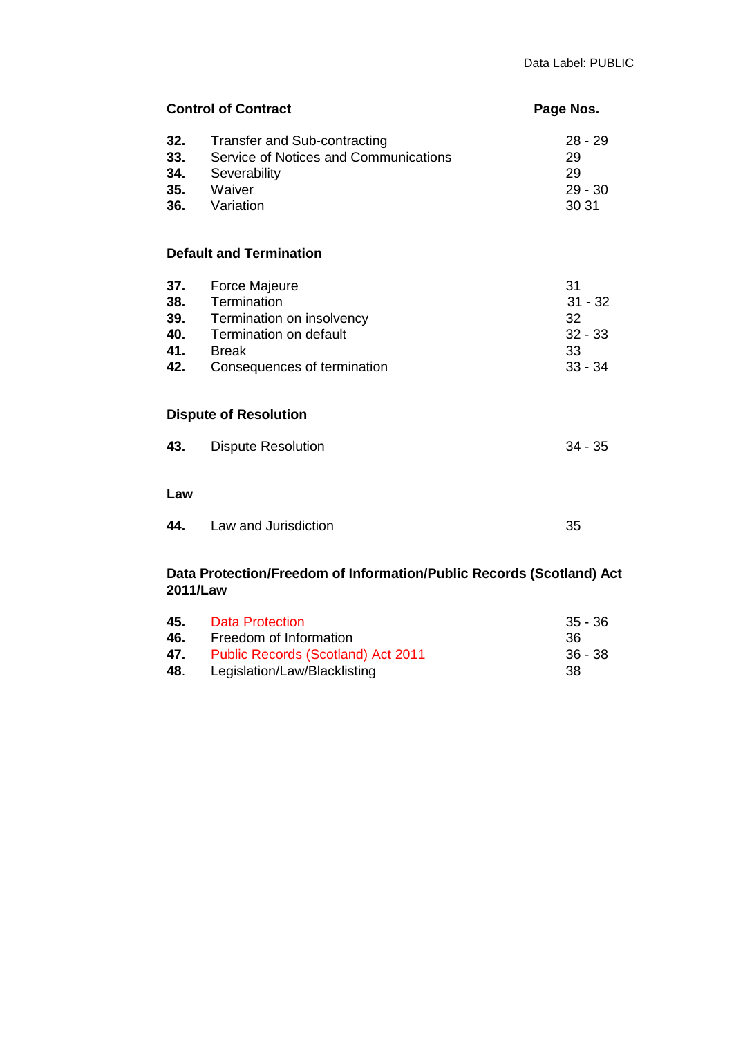Data Label: PUBLIC

| **Control of Contract** | | **Page Nos.** |
|---|---|---|
| **32.** | Transfer and Sub-contracting | 28 - 29 |
| **33.** | Service of Notices and Communications | 29 |
| **34.** | Severability | 29 |
| **35.** | Waiver | 29 - 30 |
| **36.** | Variation | 30 31 |

**Default and Termination**

| | | |
|---|---|---|
| **37.** | Force Majeure | 31 |
| **38.** | Termination | 31 - 32 |
| **39.** | Termination on insolvency | 32 |
| **40.** | Termination on default | 32 - 33 |
| **41.** | Break | 33 |
| **42.** | Consequences of termination | 33 - 34 |

**Dispute of Resolution**

| | | |
|---|---|---|
| **43.** | Dispute Resolution | 34 - 35 |

**Law**

| | | |
|---|---|---|
| **44.** | Law and Jurisdiction | 35 |

**Data Protection/Freedom of Information/Public Records (Scotland) Act 2011/Law**

| | | |
|---|---|---|
| **45.** | Data Protection | 35 - 36 |
| **46.** | Freedom of Information | 36 |
| **47.** | Public Records (Scotland) Act 2011 | 36 - 38 |
| **48**. | Legislation/Law/Blacklisting | 38 |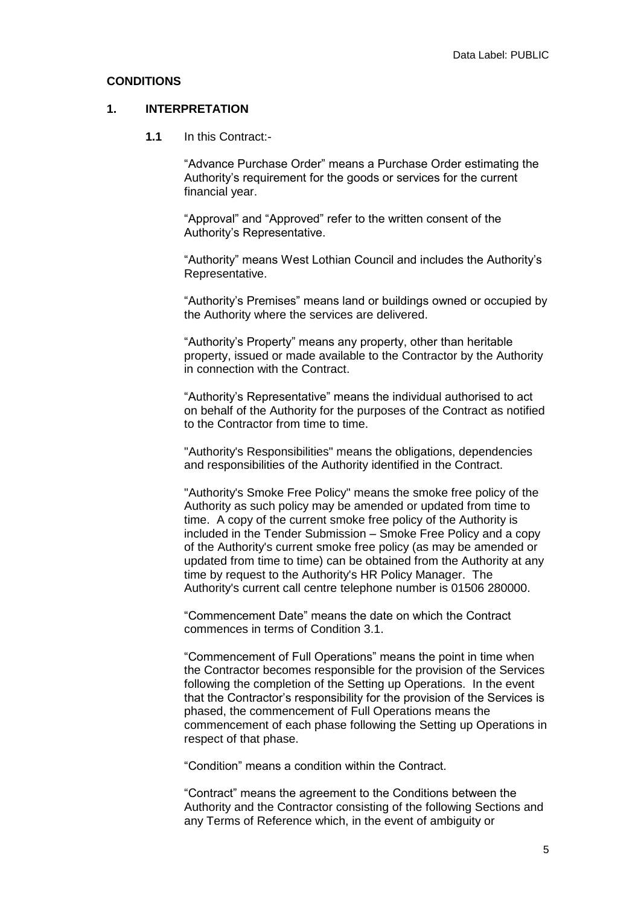## CONDITIONS

### 1. INTERPRETATION

**1.1** In this Contract:-

"Advance Purchase Order" means a Purchase Order estimating the Authority's requirement for the goods or services for the current financial year.

"Approval" and "Approved" refer to the written consent of the Authority's Representative.

"Authority" means West Lothian Council and includes the Authority's Representative.

"Authority's Premises" means land or buildings owned or occupied by the Authority where the services are delivered.

"Authority's Property" means any property, other than heritable property, issued or made available to the Contractor by the Authority in connection with the Contract.

"Authority's Representative" means the individual authorised to act on behalf of the Authority for the purposes of the Contract as notified to the Contractor from time to time.

"Authority's Responsibilities" means the obligations, dependencies and responsibilities of the Authority identified in the Contract.

"Authority's Smoke Free Policy" means the smoke free policy of the Authority as such policy may be amended or updated from time to time. A copy of the current smoke free policy of the Authority is included in the Tender Submission – Smoke Free Policy and a copy of the Authority's current smoke free policy (as may be amended or updated from time to time) can be obtained from the Authority at any time by request to the Authority's HR Policy Manager. The Authority's current call centre telephone number is 01506 280000.

"Commencement Date" means the date on which the Contract commences in terms of Condition 3.1.

"Commencement of Full Operations" means the point in time when the Contractor becomes responsible for the provision of the Services following the completion of the Setting up Operations. In the event that the Contractor's responsibility for the provision of the Services is phased, the commencement of Full Operations means the commencement of each phase following the Setting up Operations in respect of that phase.

"Condition" means a condition within the Contract.

"Contract" means the agreement to the Conditions between the Authority and the Contractor consisting of the following Sections and any Terms of Reference which, in the event of ambiguity or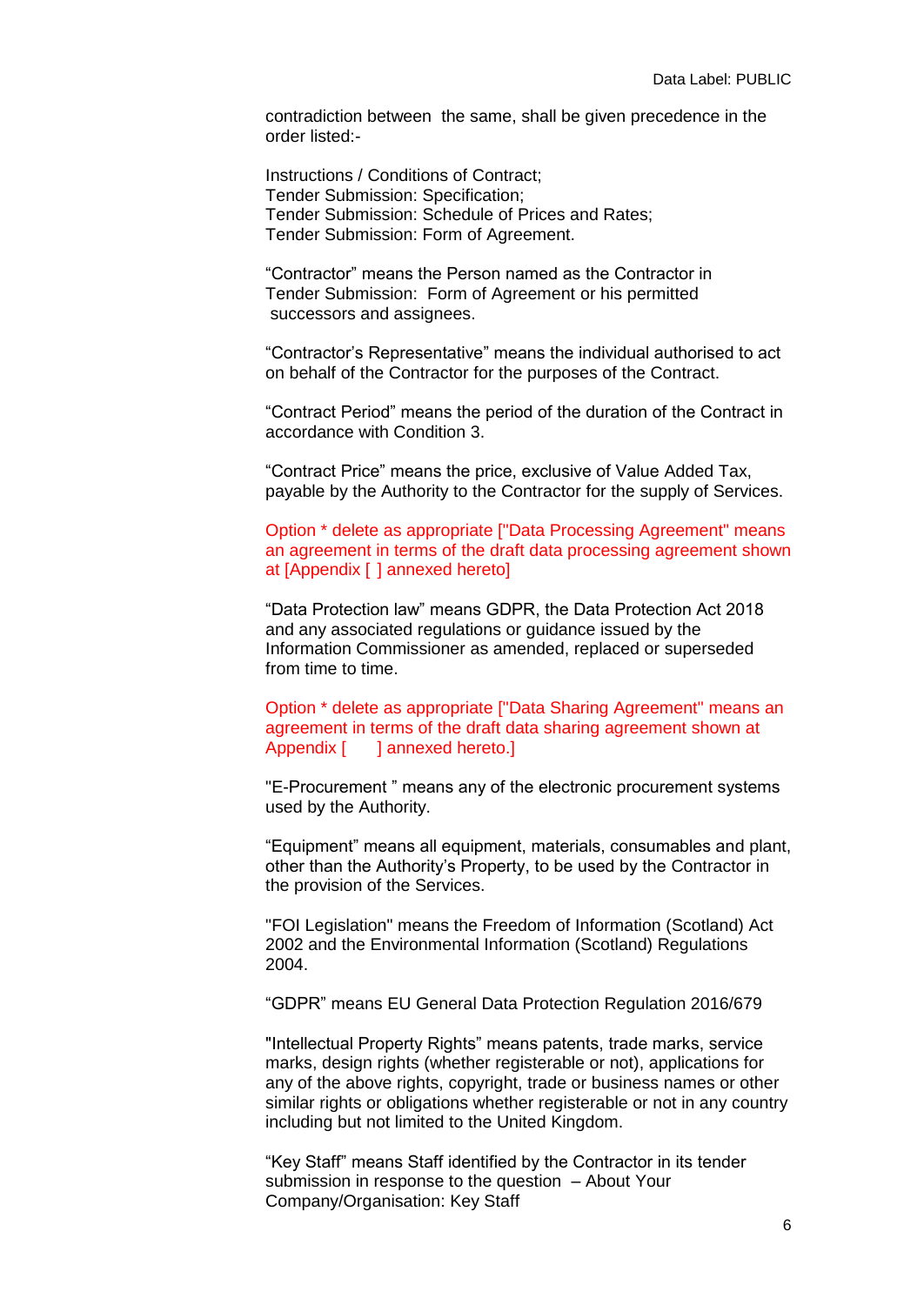contradiction between the same, shall be given precedence in the order listed:-

Instructions / Conditions of Contract;
Tender Submission: Specification;
Tender Submission: Schedule of Prices and Rates;
Tender Submission: Form of Agreement.

"Contractor" means the Person named as the Contractor in Tender Submission: Form of Agreement or his permitted successors and assignees.

"Contractor's Representative" means the individual authorised to act on behalf of the Contractor for the purposes of the Contract.

"Contract Period" means the period of the duration of the Contract in accordance with Condition 3.

"Contract Price" means the price, exclusive of Value Added Tax, payable by the Authority to the Contractor for the supply of Services.

Option * delete as appropriate ["Data Processing Agreement" means an agreement in terms of the draft data processing agreement shown at [Appendix [ ] annexed hereto]

"Data Protection law" means GDPR, the Data Protection Act 2018 and any associated regulations or guidance issued by the Information Commissioner as amended, replaced or superseded from time to time.

Option * delete as appropriate ["Data Sharing Agreement" means an agreement in terms of the draft data sharing agreement shown at Appendix [ ] annexed hereto.]

"E-Procurement " means any of the electronic procurement systems used by the Authority.

"Equipment" means all equipment, materials, consumables and plant, other than the Authority's Property, to be used by the Contractor in the provision of the Services.

"FOI Legislation" means the Freedom of Information (Scotland) Act 2002 and the Environmental Information (Scotland) Regulations 2004.

"GDPR" means EU General Data Protection Regulation 2016/679

"Intellectual Property Rights" means patents, trade marks, service marks, design rights (whether registerable or not), applications for any of the above rights, copyright, trade or business names or other similar rights or obligations whether registerable or not in any country including but not limited to the United Kingdom.

"Key Staff" means Staff identified by the Contractor in its tender submission in response to the question – About Your Company/Organisation: Key Staff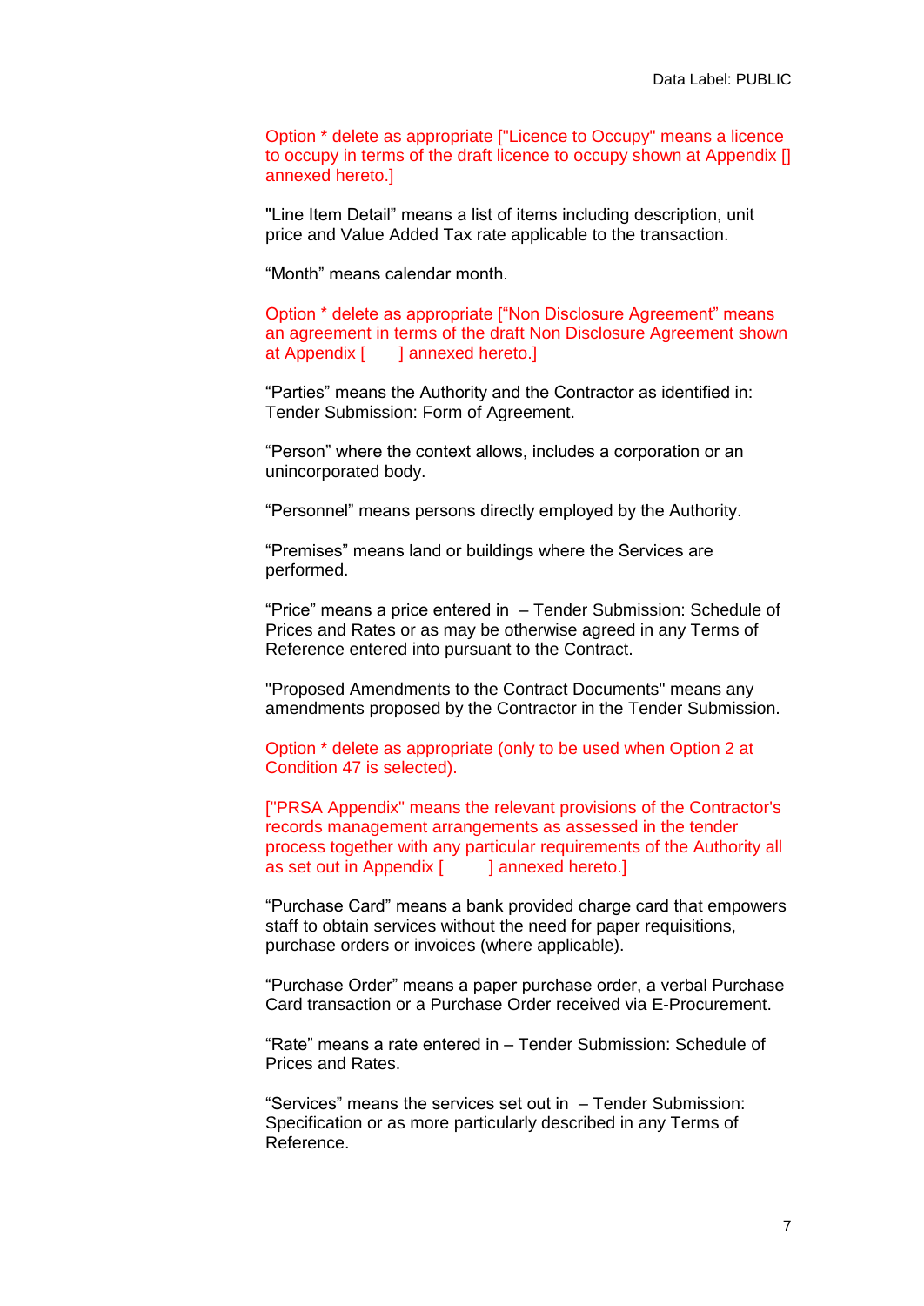Option * delete as appropriate ["Licence to Occupy" means a licence to occupy in terms of the draft licence to occupy shown at Appendix [] annexed hereto.]

"Line Item Detail" means a list of items including description, unit price and Value Added Tax rate applicable to the transaction.

"Month" means calendar month.

Option * delete as appropriate ["Non Disclosure Agreement" means an agreement in terms of the draft Non Disclosure Agreement shown at Appendix [ ] annexed hereto.]

"Parties" means the Authority and the Contractor as identified in: Tender Submission: Form of Agreement.

"Person" where the context allows, includes a corporation or an unincorporated body.

"Personnel" means persons directly employed by the Authority.

"Premises" means land or buildings where the Services are performed.

"Price" means a price entered in – Tender Submission: Schedule of Prices and Rates or as may be otherwise agreed in any Terms of Reference entered into pursuant to the Contract.

"Proposed Amendments to the Contract Documents" means any amendments proposed by the Contractor in the Tender Submission.

Option * delete as appropriate (only to be used when Option 2 at Condition 47 is selected).

["PRSA Appendix" means the relevant provisions of the Contractor's records management arrangements as assessed in the tender process together with any particular requirements of the Authority all as set out in Appendix [ ] annexed hereto.]

"Purchase Card" means a bank provided charge card that empowers staff to obtain services without the need for paper requisitions, purchase orders or invoices (where applicable).

"Purchase Order" means a paper purchase order, a verbal Purchase Card transaction or a Purchase Order received via E-Procurement.

"Rate" means a rate entered in – Tender Submission: Schedule of Prices and Rates.

"Services" means the services set out in – Tender Submission: Specification or as more particularly described in any Terms of Reference.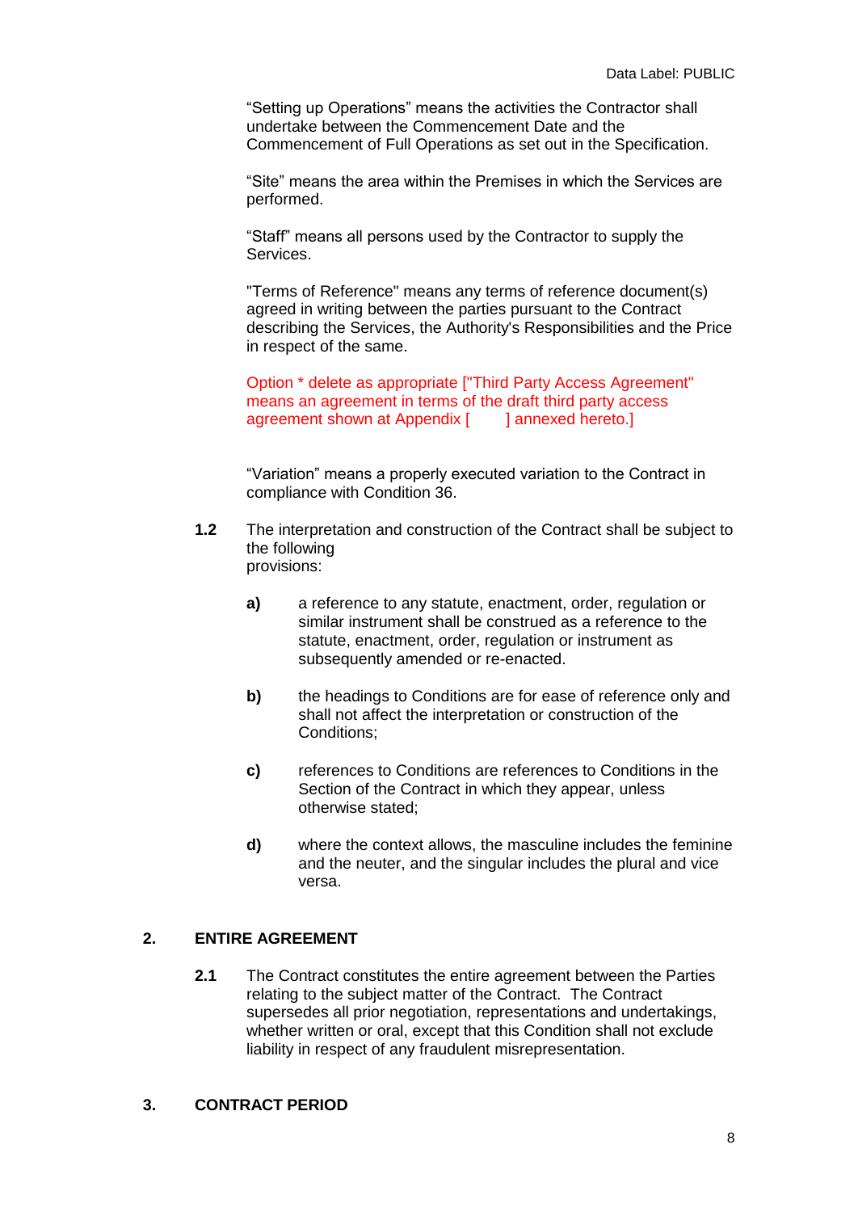"Setting up Operations" means the activities the Contractor shall undertake between the Commencement Date and the Commencement of Full Operations as set out in the Specification.

"Site" means the area within the Premises in which the Services are performed.

"Staff" means all persons used by the Contractor to supply the Services.

"Terms of Reference" means any terms of reference document(s) agreed in writing between the parties pursuant to the Contract describing the Services, the Authority's Responsibilities and the Price in respect of the same.

Option * delete as appropriate ["Third Party Access Agreement" means an agreement in terms of the draft third party access agreement shown at Appendix [        ] annexed hereto.]

"Variation" means a properly executed variation to the Contract in compliance with Condition 36.

**1.2** The interpretation and construction of the Contract shall be subject to the following provisions:

**a)** a reference to any statute, enactment, order, regulation or similar instrument shall be construed as a reference to the statute, enactment, order, regulation or instrument as subsequently amended or re-enacted.

**b)** the headings to Conditions are for ease of reference only and shall not affect the interpretation or construction of the Conditions;

**c)** references to Conditions are references to Conditions in the Section of the Contract in which they appear, unless otherwise stated;

**d)** where the context allows, the masculine includes the feminine and the neuter, and the singular includes the plural and vice versa.

## 2. ENTIRE AGREEMENT

**2.1** The Contract constitutes the entire agreement between the Parties relating to the subject matter of the Contract. The Contract supersedes all prior negotiation, representations and undertakings, whether written or oral, except that this Condition shall not exclude liability in respect of any fraudulent misrepresentation.

## 3. CONTRACT PERIOD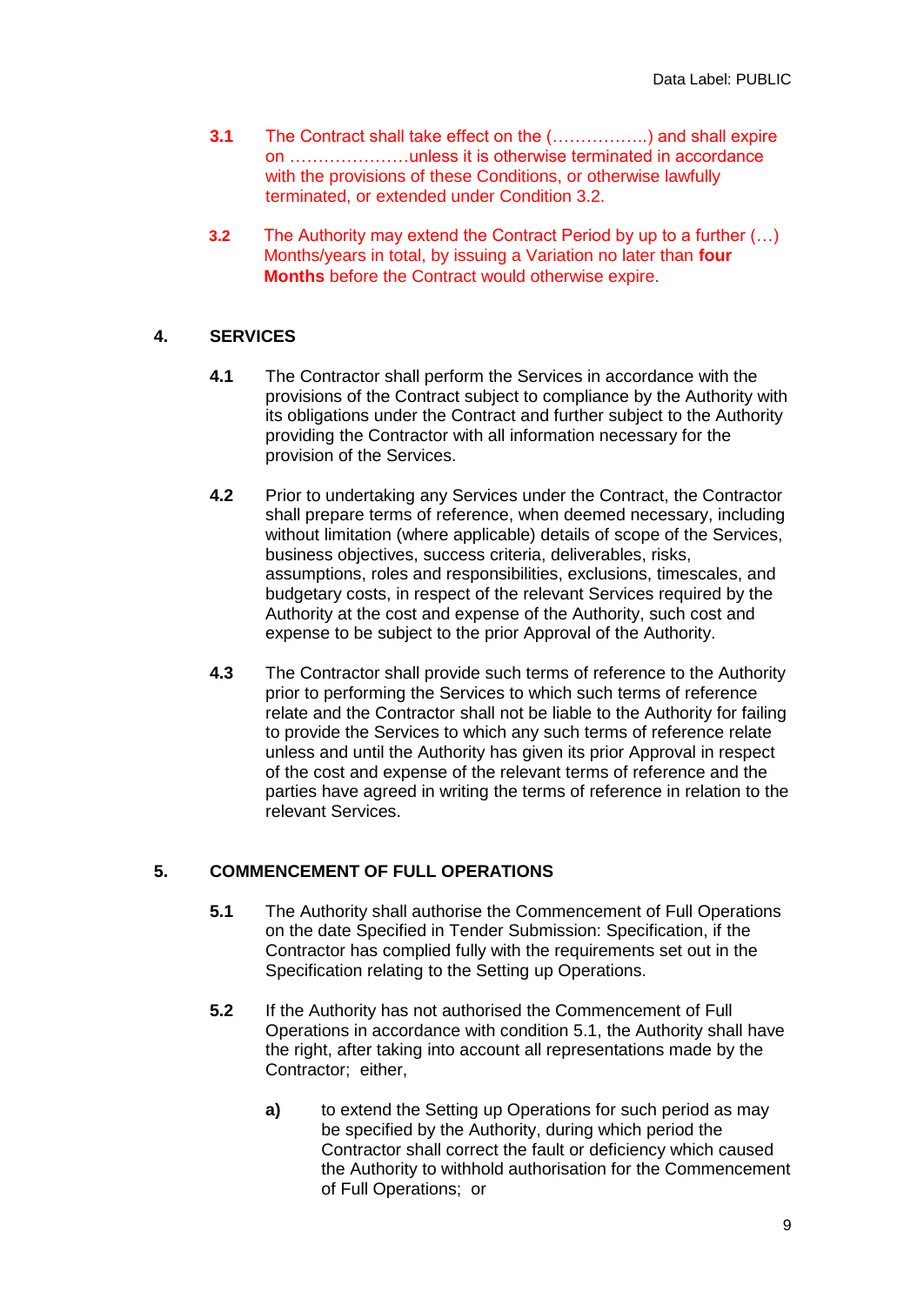**3.1** The Contract shall take effect on the (……………..) and shall expire on …………………unless it is otherwise terminated in accordance with the provisions of these Conditions, or otherwise lawfully terminated, or extended under Condition 3.2.

**3.2** The Authority may extend the Contract Period by up to a further (…) Months/years in total, by issuing a Variation no later than **four Months** before the Contract would otherwise expire.

## 4. SERVICES

**4.1** The Contractor shall perform the Services in accordance with the provisions of the Contract subject to compliance by the Authority with its obligations under the Contract and further subject to the Authority providing the Contractor with all information necessary for the provision of the Services.

**4.2** Prior to undertaking any Services under the Contract, the Contractor shall prepare terms of reference, when deemed necessary, including without limitation (where applicable) details of scope of the Services, business objectives, success criteria, deliverables, risks, assumptions, roles and responsibilities, exclusions, timescales, and budgetary costs, in respect of the relevant Services required by the Authority at the cost and expense of the Authority, such cost and expense to be subject to the prior Approval of the Authority.

**4.3** The Contractor shall provide such terms of reference to the Authority prior to performing the Services to which such terms of reference relate and the Contractor shall not be liable to the Authority for failing to provide the Services to which any such terms of reference relate unless and until the Authority has given its prior Approval in respect of the cost and expense of the relevant terms of reference and the parties have agreed in writing the terms of reference in relation to the relevant Services.

## 5. COMMENCEMENT OF FULL OPERATIONS

**5.1** The Authority shall authorise the Commencement of Full Operations on the date Specified in Tender Submission: Specification, if the Contractor has complied fully with the requirements set out in the Specification relating to the Setting up Operations.

**5.2** If the Authority has not authorised the Commencement of Full Operations in accordance with condition 5.1, the Authority shall have the right, after taking into account all representations made by the Contractor; either,

**a)** to extend the Setting up Operations for such period as may be specified by the Authority, during which period the Contractor shall correct the fault or deficiency which caused the Authority to withhold authorisation for the Commencement of Full Operations; or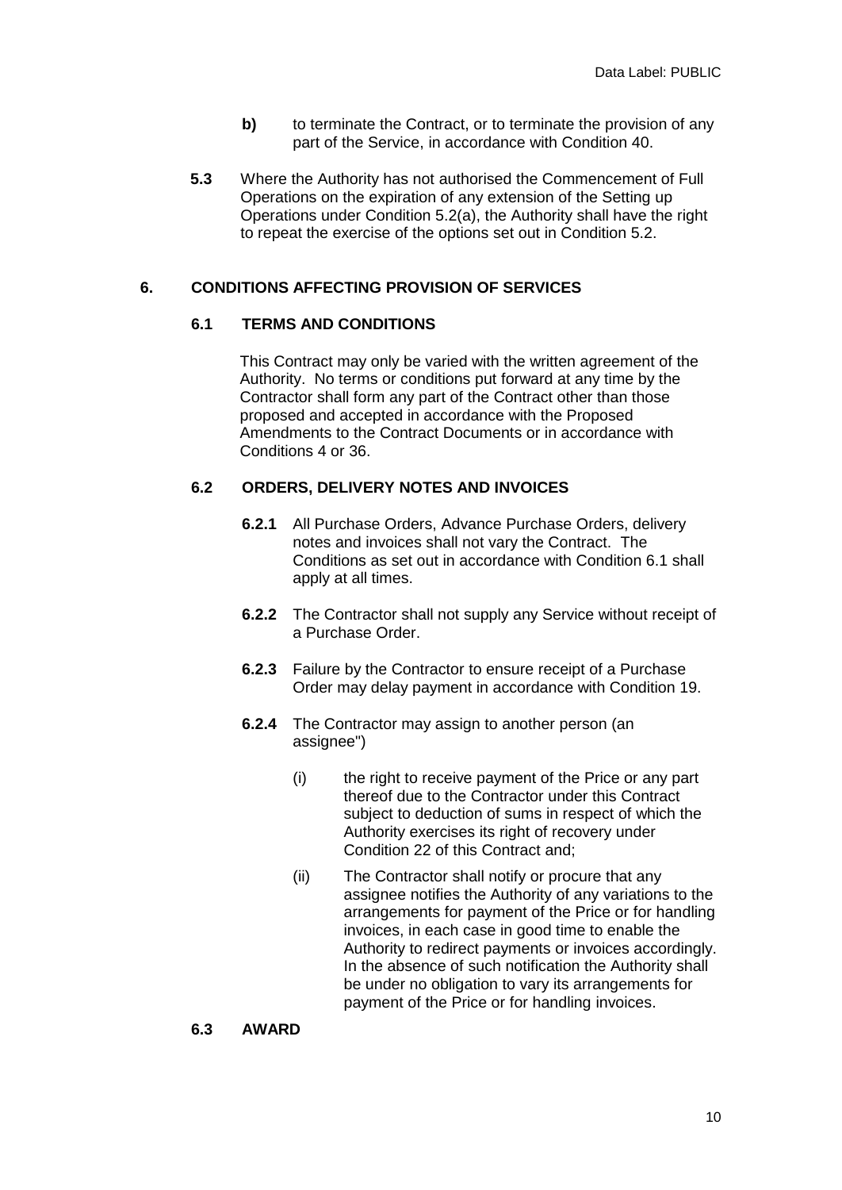**b)** to terminate the Contract, or to terminate the provision of any part of the Service, in accordance with Condition 40.

**5.3** Where the Authority has not authorised the Commencement of Full Operations on the expiration of any extension of the Setting up Operations under Condition 5.2(a), the Authority shall have the right to repeat the exercise of the options set out in Condition 5.2.

## 6. CONDITIONS AFFECTING PROVISION OF SERVICES

### 6.1 TERMS AND CONDITIONS

This Contract may only be varied with the written agreement of the Authority. No terms or conditions put forward at any time by the Contractor shall form any part of the Contract other than those proposed and accepted in accordance with the Proposed Amendments to the Contract Documents or in accordance with Conditions 4 or 36.

### 6.2 ORDERS, DELIVERY NOTES AND INVOICES

**6.2.1** All Purchase Orders, Advance Purchase Orders, delivery notes and invoices shall not vary the Contract. The Conditions as set out in accordance with Condition 6.1 shall apply at all times.

**6.2.2** The Contractor shall not supply any Service without receipt of a Purchase Order.

**6.2.3** Failure by the Contractor to ensure receipt of a Purchase Order may delay payment in accordance with Condition 19.

**6.2.4** The Contractor may assign to another person (an assignee")

(i) the right to receive payment of the Price or any part thereof due to the Contractor under this Contract subject to deduction of sums in respect of which the Authority exercises its right of recovery under Condition 22 of this Contract and;

(ii) The Contractor shall notify or procure that any assignee notifies the Authority of any variations to the arrangements for payment of the Price or for handling invoices, in each case in good time to enable the Authority to redirect payments or invoices accordingly. In the absence of such notification the Authority shall be under no obligation to vary its arrangements for payment of the Price or for handling invoices.

### 6.3 AWARD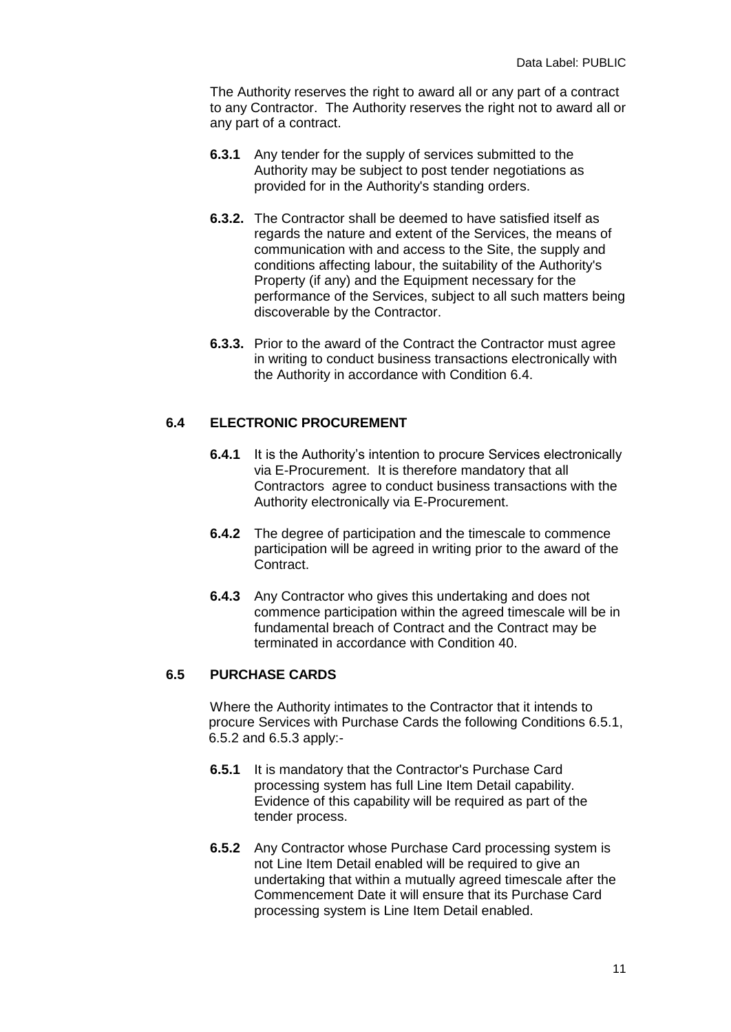The Authority reserves the right to award all or any part of a contract to any Contractor. The Authority reserves the right not to award all or any part of a contract.

**6.3.1** Any tender for the supply of services submitted to the Authority may be subject to post tender negotiations as provided for in the Authority's standing orders.

**6.3.2.** The Contractor shall be deemed to have satisfied itself as regards the nature and extent of the Services, the means of communication with and access to the Site, the supply and conditions affecting labour, the suitability of the Authority's Property (if any) and the Equipment necessary for the performance of the Services, subject to all such matters being discoverable by the Contractor.

**6.3.3.** Prior to the award of the Contract the Contractor must agree in writing to conduct business transactions electronically with the Authority in accordance with Condition 6.4.

## 6.4 ELECTRONIC PROCUREMENT

**6.4.1** It is the Authority's intention to procure Services electronically via E-Procurement. It is therefore mandatory that all Contractors agree to conduct business transactions with the Authority electronically via E-Procurement.

**6.4.2** The degree of participation and the timescale to commence participation will be agreed in writing prior to the award of the Contract.

**6.4.3** Any Contractor who gives this undertaking and does not commence participation within the agreed timescale will be in fundamental breach of Contract and the Contract may be terminated in accordance with Condition 40.

## 6.5 PURCHASE CARDS

Where the Authority intimates to the Contractor that it intends to procure Services with Purchase Cards the following Conditions 6.5.1, 6.5.2 and 6.5.3 apply:-

**6.5.1** It is mandatory that the Contractor's Purchase Card processing system has full Line Item Detail capability. Evidence of this capability will be required as part of the tender process.

**6.5.2** Any Contractor whose Purchase Card processing system is not Line Item Detail enabled will be required to give an undertaking that within a mutually agreed timescale after the Commencement Date it will ensure that its Purchase Card processing system is Line Item Detail enabled.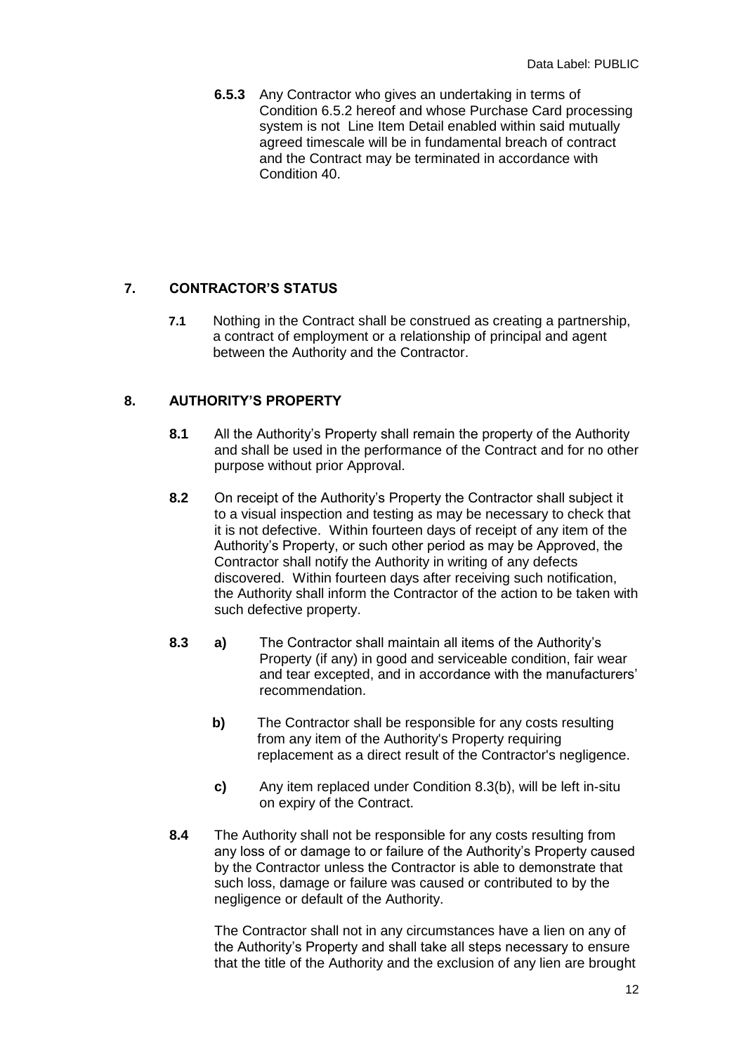**6.5.3** Any Contractor who gives an undertaking in terms of Condition 6.5.2 hereof and whose Purchase Card processing system is not Line Item Detail enabled within said mutually agreed timescale will be in fundamental breach of contract and the Contract may be terminated in accordance with Condition 40.

## 7. CONTRACTOR'S STATUS

**7.1** Nothing in the Contract shall be construed as creating a partnership, a contract of employment or a relationship of principal and agent between the Authority and the Contractor.

## 8. AUTHORITY'S PROPERTY

**8.1** All the Authority's Property shall remain the property of the Authority and shall be used in the performance of the Contract and for no other purpose without prior Approval.

**8.2** On receipt of the Authority's Property the Contractor shall subject it to a visual inspection and testing as may be necessary to check that it is not defective. Within fourteen days of receipt of any item of the Authority's Property, or such other period as may be Approved, the Contractor shall notify the Authority in writing of any defects discovered. Within fourteen days after receiving such notification, the Authority shall inform the Contractor of the action to be taken with such defective property.

**8.3** **a)** The Contractor shall maintain all items of the Authority's Property (if any) in good and serviceable condition, fair wear and tear excepted, and in accordance with the manufacturers' recommendation.

**b)** The Contractor shall be responsible for any costs resulting from any item of the Authority's Property requiring replacement as a direct result of the Contractor's negligence.

**c)** Any item replaced under Condition 8.3(b), will be left in-situ on expiry of the Contract.

**8.4** The Authority shall not be responsible for any costs resulting from any loss of or damage to or failure of the Authority's Property caused by the Contractor unless the Contractor is able to demonstrate that such loss, damage or failure was caused or contributed to by the negligence or default of the Authority.

The Contractor shall not in any circumstances have a lien on any of the Authority's Property and shall take all steps necessary to ensure that the title of the Authority and the exclusion of any lien are brought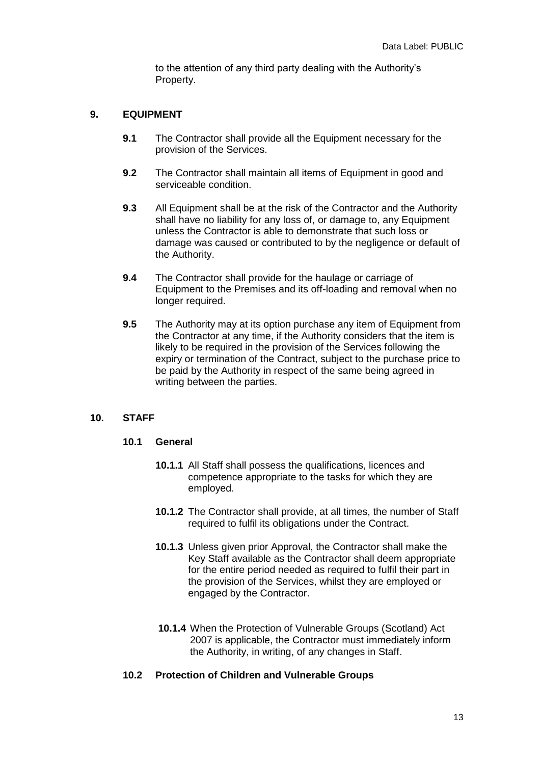to the attention of any third party dealing with the Authority's Property.

## 9. EQUIPMENT

**9.1** The Contractor shall provide all the Equipment necessary for the provision of the Services.

**9.2** The Contractor shall maintain all items of Equipment in good and serviceable condition.

**9.3** All Equipment shall be at the risk of the Contractor and the Authority shall have no liability for any loss of, or damage to, any Equipment unless the Contractor is able to demonstrate that such loss or damage was caused or contributed to by the negligence or default of the Authority.

**9.4** The Contractor shall provide for the haulage or carriage of Equipment to the Premises and its off-loading and removal when no longer required.

**9.5** The Authority may at its option purchase any item of Equipment from the Contractor at any time, if the Authority considers that the item is likely to be required in the provision of the Services following the expiry or termination of the Contract, subject to the purchase price to be paid by the Authority in respect of the same being agreed in writing between the parties.

## 10. STAFF

### 10.1 General

**10.1.1** All Staff shall possess the qualifications, licences and competence appropriate to the tasks for which they are employed.

**10.1.2** The Contractor shall provide, at all times, the number of Staff required to fulfil its obligations under the Contract.

**10.1.3** Unless given prior Approval, the Contractor shall make the Key Staff available as the Contractor shall deem appropriate for the entire period needed as required to fulfil their part in the provision of the Services, whilst they are employed or engaged by the Contractor.

**10.1.4** When the Protection of Vulnerable Groups (Scotland) Act 2007 is applicable, the Contractor must immediately inform the Authority, in writing, of any changes in Staff.

### 10.2 Protection of Children and Vulnerable Groups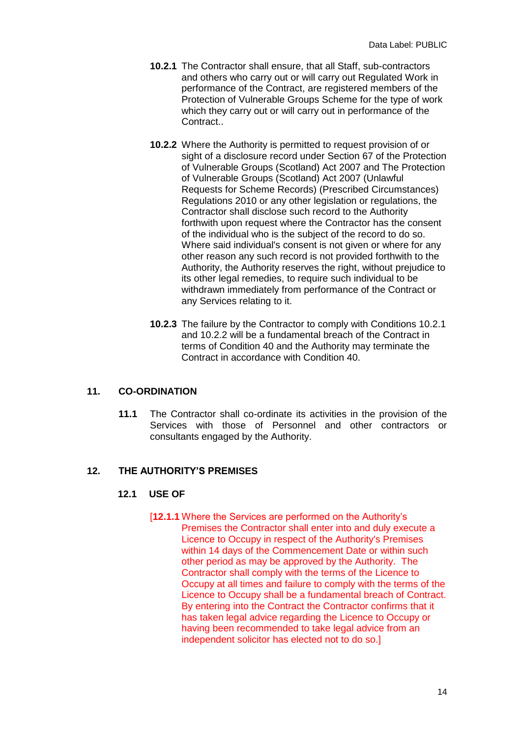**10.2.1** The Contractor shall ensure, that all Staff, sub-contractors and others who carry out or will carry out Regulated Work in performance of the Contract, are registered members of the Protection of Vulnerable Groups Scheme for the type of work which they carry out or will carry out in performance of the Contract..

**10.2.2** Where the Authority is permitted to request provision of or sight of a disclosure record under Section 67 of the Protection of Vulnerable Groups (Scotland) Act 2007 and The Protection of Vulnerable Groups (Scotland) Act 2007 (Unlawful Requests for Scheme Records) (Prescribed Circumstances) Regulations 2010 or any other legislation or regulations, the Contractor shall disclose such record to the Authority forthwith upon request where the Contractor has the consent of the individual who is the subject of the record to do so. Where said individual's consent is not given or where for any other reason any such record is not provided forthwith to the Authority, the Authority reserves the right, without prejudice to its other legal remedies, to require such individual to be withdrawn immediately from performance of the Contract or any Services relating to it.

**10.2.3** The failure by the Contractor to comply with Conditions 10.2.1 and 10.2.2 will be a fundamental breach of the Contract in terms of Condition 40 and the Authority may terminate the Contract in accordance with Condition 40.

## 11. CO-ORDINATION

**11.1** The Contractor shall co-ordinate its activities in the provision of the Services with those of Personnel and other contractors or consultants engaged by the Authority.

## 12. THE AUTHORITY'S PREMISES

### 12.1 USE OF

[**12.1.1** Where the Services are performed on the Authority's Premises the Contractor shall enter into and duly execute a Licence to Occupy in respect of the Authority's Premises within 14 days of the Commencement Date or within such other period as may be approved by the Authority. The Contractor shall comply with the terms of the Licence to Occupy at all times and failure to comply with the terms of the Licence to Occupy shall be a fundamental breach of Contract. By entering into the Contract the Contractor confirms that it has taken legal advice regarding the Licence to Occupy or having been recommended to take legal advice from an independent solicitor has elected not to do so.]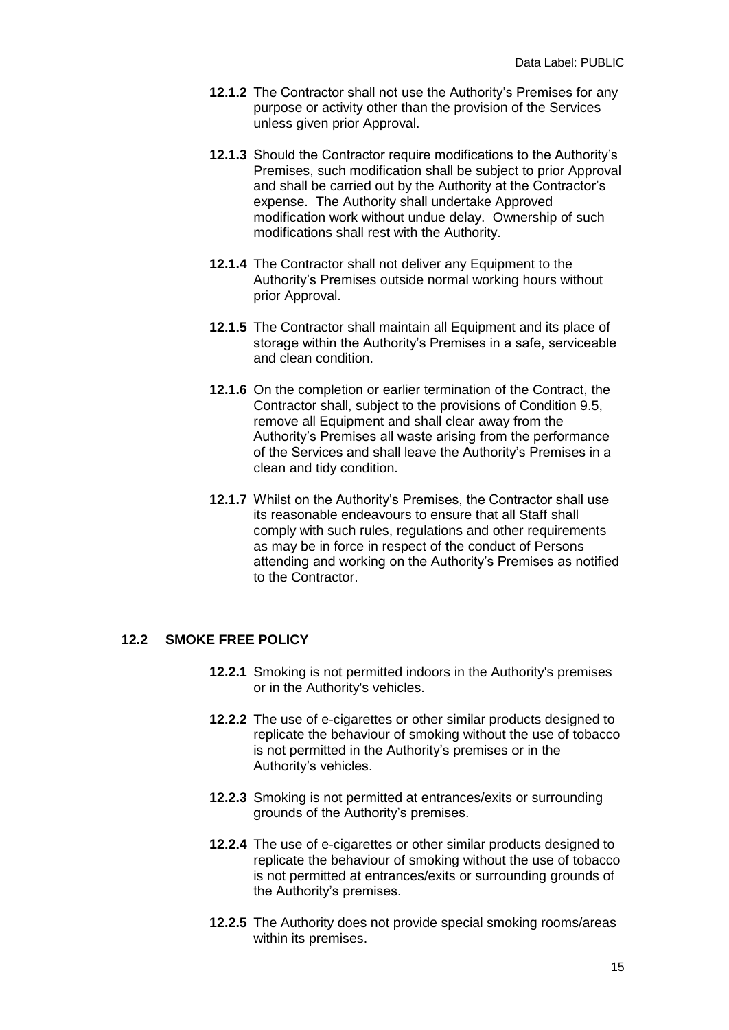**12.1.2** The Contractor shall not use the Authority's Premises for any purpose or activity other than the provision of the Services unless given prior Approval.

**12.1.3** Should the Contractor require modifications to the Authority's Premises, such modification shall be subject to prior Approval and shall be carried out by the Authority at the Contractor's expense. The Authority shall undertake Approved modification work without undue delay. Ownership of such modifications shall rest with the Authority.

**12.1.4** The Contractor shall not deliver any Equipment to the Authority's Premises outside normal working hours without prior Approval.

**12.1.5** The Contractor shall maintain all Equipment and its place of storage within the Authority's Premises in a safe, serviceable and clean condition.

**12.1.6** On the completion or earlier termination of the Contract, the Contractor shall, subject to the provisions of Condition 9.5, remove all Equipment and shall clear away from the Authority's Premises all waste arising from the performance of the Services and shall leave the Authority's Premises in a clean and tidy condition.

**12.1.7** Whilst on the Authority's Premises, the Contractor shall use its reasonable endeavours to ensure that all Staff shall comply with such rules, regulations and other requirements as may be in force in respect of the conduct of Persons attending and working on the Authority's Premises as notified to the Contractor.

## 12.2 SMOKE FREE POLICY

**12.2.1** Smoking is not permitted indoors in the Authority's premises or in the Authority's vehicles.

**12.2.2** The use of e-cigarettes or other similar products designed to replicate the behaviour of smoking without the use of tobacco is not permitted in the Authority's premises or in the Authority's vehicles.

**12.2.3** Smoking is not permitted at entrances/exits or surrounding grounds of the Authority's premises.

**12.2.4** The use of e-cigarettes or other similar products designed to replicate the behaviour of smoking without the use of tobacco is not permitted at entrances/exits or surrounding grounds of the Authority's premises.

**12.2.5** The Authority does not provide special smoking rooms/areas within its premises.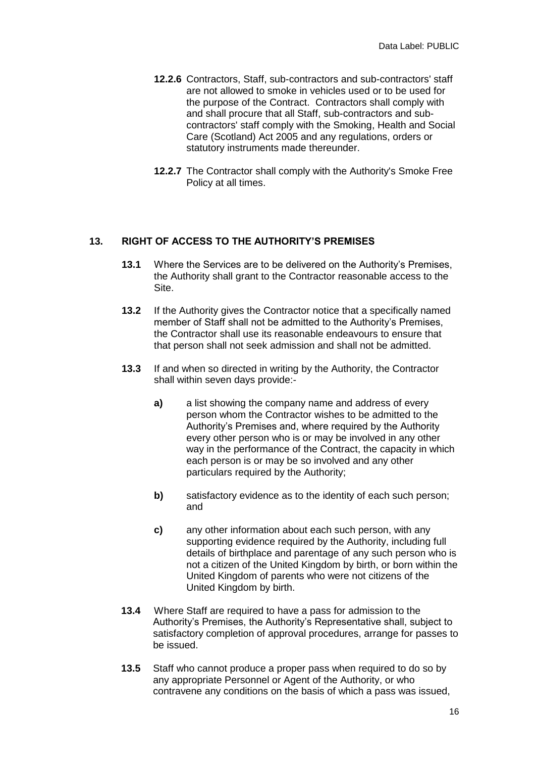**12.2.6** Contractors, Staff, sub-contractors and sub-contractors' staff are not allowed to smoke in vehicles used or to be used for the purpose of the Contract. Contractors shall comply with and shall procure that all Staff, sub-contractors and sub-contractors' staff comply with the Smoking, Health and Social Care (Scotland) Act 2005 and any regulations, orders or statutory instruments made thereunder.

**12.2.7** The Contractor shall comply with the Authority's Smoke Free Policy at all times.

## 13. RIGHT OF ACCESS TO THE AUTHORITY'S PREMISES

**13.1** Where the Services are to be delivered on the Authority's Premises, the Authority shall grant to the Contractor reasonable access to the Site.

**13.2** If the Authority gives the Contractor notice that a specifically named member of Staff shall not be admitted to the Authority's Premises, the Contractor shall use its reasonable endeavours to ensure that that person shall not seek admission and shall not be admitted.

**13.3** If and when so directed in writing by the Authority, the Contractor shall within seven days provide:-

**a)** a list showing the company name and address of every person whom the Contractor wishes to be admitted to the Authority's Premises and, where required by the Authority every other person who is or may be involved in any other way in the performance of the Contract, the capacity in which each person is or may be so involved and any other particulars required by the Authority;

**b)** satisfactory evidence as to the identity of each such person; and

**c)** any other information about each such person, with any supporting evidence required by the Authority, including full details of birthplace and parentage of any such person who is not a citizen of the United Kingdom by birth, or born within the United Kingdom of parents who were not citizens of the United Kingdom by birth.

**13.4** Where Staff are required to have a pass for admission to the Authority's Premises, the Authority's Representative shall, subject to satisfactory completion of approval procedures, arrange for passes to be issued.

**13.5** Staff who cannot produce a proper pass when required to do so by any appropriate Personnel or Agent of the Authority, or who contravene any conditions on the basis of which a pass was issued,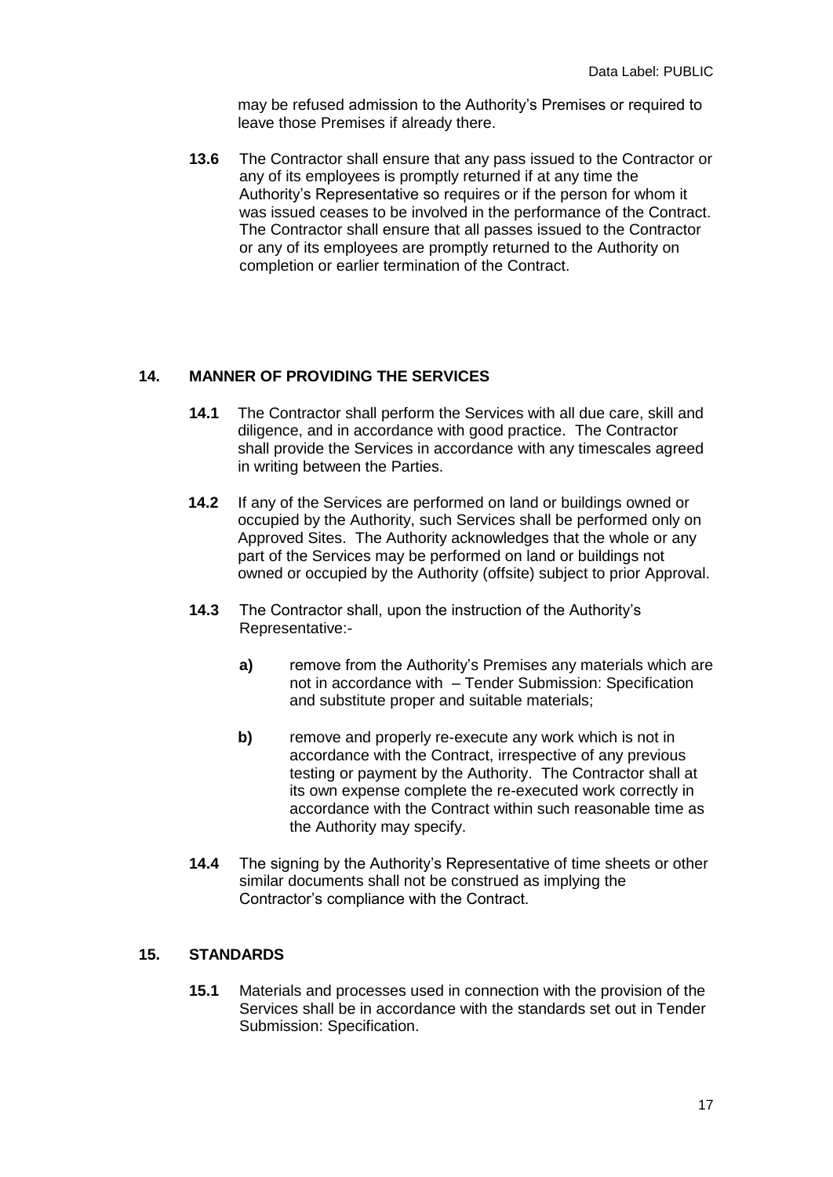may be refused admission to the Authority's Premises or required to leave those Premises if already there.

**13.6** The Contractor shall ensure that any pass issued to the Contractor or any of its employees is promptly returned if at any time the Authority's Representative so requires or if the person for whom it was issued ceases to be involved in the performance of the Contract. The Contractor shall ensure that all passes issued to the Contractor or any of its employees are promptly returned to the Authority on completion or earlier termination of the Contract.

## 14. MANNER OF PROVIDING THE SERVICES

**14.1** The Contractor shall perform the Services with all due care, skill and diligence, and in accordance with good practice. The Contractor shall provide the Services in accordance with any timescales agreed in writing between the Parties.

**14.2** If any of the Services are performed on land or buildings owned or occupied by the Authority, such Services shall be performed only on Approved Sites. The Authority acknowledges that the whole or any part of the Services may be performed on land or buildings not owned or occupied by the Authority (offsite) subject to prior Approval.

**14.3** The Contractor shall, upon the instruction of the Authority's Representative:-

- **a)** remove from the Authority's Premises any materials which are not in accordance with – Tender Submission: Specification and substitute proper and suitable materials;
- **b)** remove and properly re-execute any work which is not in accordance with the Contract, irrespective of any previous testing or payment by the Authority. The Contractor shall at its own expense complete the re-executed work correctly in accordance with the Contract within such reasonable time as the Authority may specify.

**14.4** The signing by the Authority's Representative of time sheets or other similar documents shall not be construed as implying the Contractor's compliance with the Contract.

## 15. STANDARDS

**15.1** Materials and processes used in connection with the provision of the Services shall be in accordance with the standards set out in Tender Submission: Specification.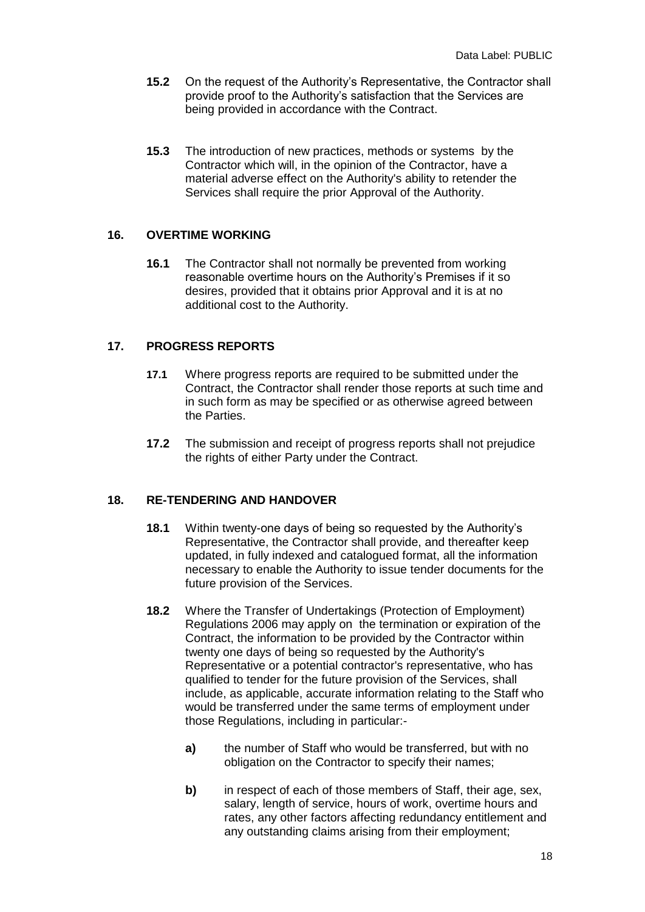**15.2** On the request of the Authority's Representative, the Contractor shall provide proof to the Authority's satisfaction that the Services are being provided in accordance with the Contract.

**15.3** The introduction of new practices, methods or systems by the Contractor which will, in the opinion of the Contractor, have a material adverse effect on the Authority's ability to retender the Services shall require the prior Approval of the Authority.

## 16. OVERTIME WORKING

**16.1** The Contractor shall not normally be prevented from working reasonable overtime hours on the Authority's Premises if it so desires, provided that it obtains prior Approval and it is at no additional cost to the Authority.

## 17. PROGRESS REPORTS

**17.1** Where progress reports are required to be submitted under the Contract, the Contractor shall render those reports at such time and in such form as may be specified or as otherwise agreed between the Parties.

**17.2** The submission and receipt of progress reports shall not prejudice the rights of either Party under the Contract.

## 18. RE-TENDERING AND HANDOVER

**18.1** Within twenty-one days of being so requested by the Authority's Representative, the Contractor shall provide, and thereafter keep updated, in fully indexed and catalogued format, all the information necessary to enable the Authority to issue tender documents for the future provision of the Services.

**18.2** Where the Transfer of Undertakings (Protection of Employment) Regulations 2006 may apply on the termination or expiration of the Contract, the information to be provided by the Contractor within twenty one days of being so requested by the Authority's Representative or a potential contractor's representative, who has qualified to tender for the future provision of the Services, shall include, as applicable, accurate information relating to the Staff who would be transferred under the same terms of employment under those Regulations, including in particular:-

**a)** the number of Staff who would be transferred, but with no obligation on the Contractor to specify their names;

**b)** in respect of each of those members of Staff, their age, sex, salary, length of service, hours of work, overtime hours and rates, any other factors affecting redundancy entitlement and any outstanding claims arising from their employment;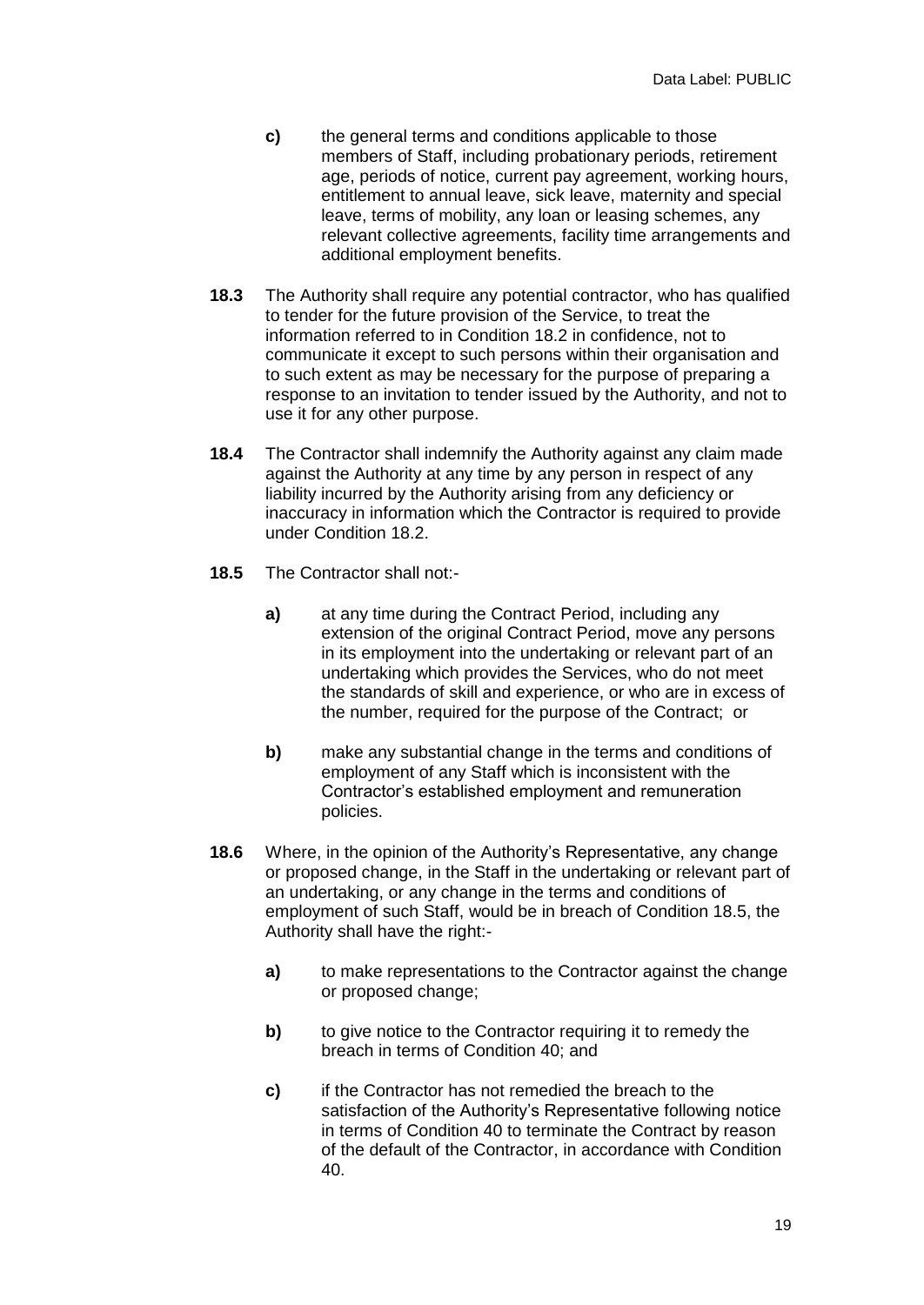**c)** the general terms and conditions applicable to those members of Staff, including probationary periods, retirement age, periods of notice, current pay agreement, working hours, entitlement to annual leave, sick leave, maternity and special leave, terms of mobility, any loan or leasing schemes, any relevant collective agreements, facility time arrangements and additional employment benefits.

**18.3** The Authority shall require any potential contractor, who has qualified to tender for the future provision of the Service, to treat the information referred to in Condition 18.2 in confidence, not to communicate it except to such persons within their organisation and to such extent as may be necessary for the purpose of preparing a response to an invitation to tender issued by the Authority, and not to use it for any other purpose.

**18.4** The Contractor shall indemnify the Authority against any claim made against the Authority at any time by any person in respect of any liability incurred by the Authority arising from any deficiency or inaccuracy in information which the Contractor is required to provide under Condition 18.2.

**18.5** The Contractor shall not:-

**a)** at any time during the Contract Period, including any extension of the original Contract Period, move any persons in its employment into the undertaking or relevant part of an undertaking which provides the Services, who do not meet the standards of skill and experience, or who are in excess of the number, required for the purpose of the Contract; or

**b)** make any substantial change in the terms and conditions of employment of any Staff which is inconsistent with the Contractor's established employment and remuneration policies.

**18.6** Where, in the opinion of the Authority's Representative, any change or proposed change, in the Staff in the undertaking or relevant part of an undertaking, or any change in the terms and conditions of employment of such Staff, would be in breach of Condition 18.5, the Authority shall have the right:-

**a)** to make representations to the Contractor against the change or proposed change;

**b)** to give notice to the Contractor requiring it to remedy the breach in terms of Condition 40; and

**c)** if the Contractor has not remedied the breach to the satisfaction of the Authority's Representative following notice in terms of Condition 40 to terminate the Contract by reason of the default of the Contractor, in accordance with Condition 40.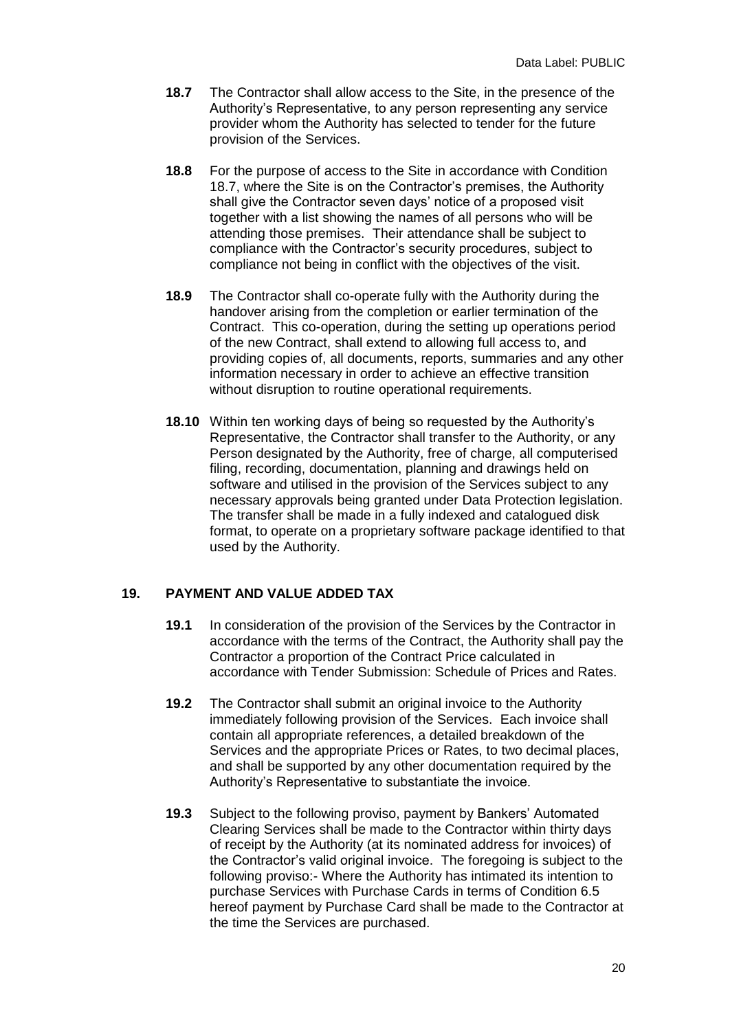**18.7** The Contractor shall allow access to the Site, in the presence of the Authority's Representative, to any person representing any service provider whom the Authority has selected to tender for the future provision of the Services.

**18.8** For the purpose of access to the Site in accordance with Condition 18.7, where the Site is on the Contractor's premises, the Authority shall give the Contractor seven days' notice of a proposed visit together with a list showing the names of all persons who will be attending those premises. Their attendance shall be subject to compliance with the Contractor's security procedures, subject to compliance not being in conflict with the objectives of the visit.

**18.9** The Contractor shall co-operate fully with the Authority during the handover arising from the completion or earlier termination of the Contract. This co-operation, during the setting up operations period of the new Contract, shall extend to allowing full access to, and providing copies of, all documents, reports, summaries and any other information necessary in order to achieve an effective transition without disruption to routine operational requirements.

**18.10** Within ten working days of being so requested by the Authority's Representative, the Contractor shall transfer to the Authority, or any Person designated by the Authority, free of charge, all computerised filing, recording, documentation, planning and drawings held on software and utilised in the provision of the Services subject to any necessary approvals being granted under Data Protection legislation. The transfer shall be made in a fully indexed and catalogued disk format, to operate on a proprietary software package identified to that used by the Authority.

## 19. PAYMENT AND VALUE ADDED TAX

**19.1** In consideration of the provision of the Services by the Contractor in accordance with the terms of the Contract, the Authority shall pay the Contractor a proportion of the Contract Price calculated in accordance with Tender Submission: Schedule of Prices and Rates.

**19.2** The Contractor shall submit an original invoice to the Authority immediately following provision of the Services. Each invoice shall contain all appropriate references, a detailed breakdown of the Services and the appropriate Prices or Rates, to two decimal places, and shall be supported by any other documentation required by the Authority's Representative to substantiate the invoice.

**19.3** Subject to the following proviso, payment by Bankers' Automated Clearing Services shall be made to the Contractor within thirty days of receipt by the Authority (at its nominated address for invoices) of the Contractor's valid original invoice. The foregoing is subject to the following proviso:- Where the Authority has intimated its intention to purchase Services with Purchase Cards in terms of Condition 6.5 hereof payment by Purchase Card shall be made to the Contractor at the time the Services are purchased.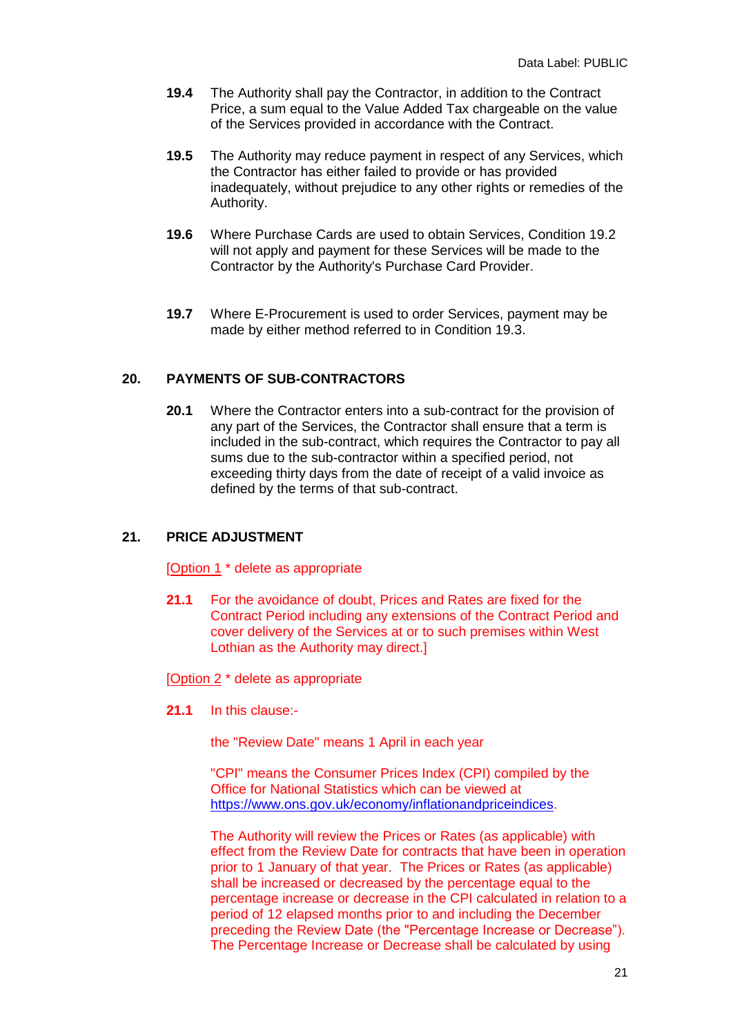**19.4** The Authority shall pay the Contractor, in addition to the Contract Price, a sum equal to the Value Added Tax chargeable on the value of the Services provided in accordance with the Contract.

**19.5** The Authority may reduce payment in respect of any Services, which the Contractor has either failed to provide or has provided inadequately, without prejudice to any other rights or remedies of the Authority.

**19.6** Where Purchase Cards are used to obtain Services, Condition 19.2 will not apply and payment for these Services will be made to the Contractor by the Authority's Purchase Card Provider.

**19.7** Where E-Procurement is used to order Services, payment may be made by either method referred to in Condition 19.3.

## 20. PAYMENTS OF SUB-CONTRACTORS

**20.1** Where the Contractor enters into a sub-contract for the provision of any part of the Services, the Contractor shall ensure that a term is included in the sub-contract, which requires the Contractor to pay all sums due to the sub-contractor within a specified period, not exceeding thirty days from the date of receipt of a valid invoice as defined by the terms of that sub-contract.

## 21. PRICE ADJUSTMENT

[Option 1 * delete as appropriate

**21.1** For the avoidance of doubt, Prices and Rates are fixed for the Contract Period including any extensions of the Contract Period and cover delivery of the Services at or to such premises within West Lothian as the Authority may direct.]

[Option 2 * delete as appropriate

**21.1** In this clause:-

the "Review Date" means 1 April in each year

"CPI" means the Consumer Prices Index (CPI) compiled by the Office for National Statistics which can be viewed at https://www.ons.gov.uk/economy/inflationandpriceindices.

The Authority will review the Prices or Rates (as applicable) with effect from the Review Date for contracts that have been in operation prior to 1 January of that year. The Prices or Rates (as applicable) shall be increased or decreased by the percentage equal to the percentage increase or decrease in the CPI calculated in relation to a period of 12 elapsed months prior to and including the December preceding the Review Date (the "Percentage Increase or Decrease"). The Percentage Increase or Decrease shall be calculated by using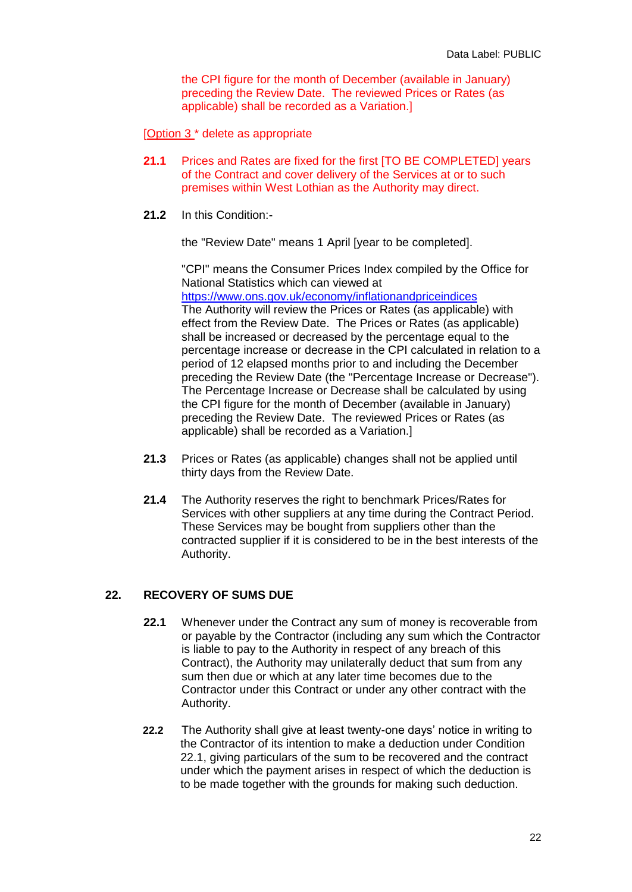the CPI figure for the month of December (available in January) preceding the Review Date. The reviewed Prices or Rates (as applicable) shall be recorded as a Variation.]

[Option 3 * delete as appropriate

**21.1** Prices and Rates are fixed for the first [TO BE COMPLETED] years of the Contract and cover delivery of the Services at or to such premises within West Lothian as the Authority may direct.

**21.2** In this Condition:-

the "Review Date" means 1 April [year to be completed].

"CPI" means the Consumer Prices Index compiled by the Office for National Statistics which can viewed at https://www.ons.gov.uk/economy/inflationandpriceindices
The Authority will review the Prices or Rates (as applicable) with effect from the Review Date. The Prices or Rates (as applicable) shall be increased or decreased by the percentage equal to the percentage increase or decrease in the CPI calculated in relation to a period of 12 elapsed months prior to and including the December preceding the Review Date (the "Percentage Increase or Decrease"). The Percentage Increase or Decrease shall be calculated by using the CPI figure for the month of December (available in January) preceding the Review Date. The reviewed Prices or Rates (as applicable) shall be recorded as a Variation.]

**21.3** Prices or Rates (as applicable) changes shall not be applied until thirty days from the Review Date.

**21.4** The Authority reserves the right to benchmark Prices/Rates for Services with other suppliers at any time during the Contract Period. These Services may be bought from suppliers other than the contracted supplier if it is considered to be in the best interests of the Authority.

## 22. RECOVERY OF SUMS DUE

**22.1** Whenever under the Contract any sum of money is recoverable from or payable by the Contractor (including any sum which the Contractor is liable to pay to the Authority in respect of any breach of this Contract), the Authority may unilaterally deduct that sum from any sum then due or which at any later time becomes due to the Contractor under this Contract or under any other contract with the Authority.

**22.2** The Authority shall give at least twenty-one days' notice in writing to the Contractor of its intention to make a deduction under Condition 22.1, giving particulars of the sum to be recovered and the contract under which the payment arises in respect of which the deduction is to be made together with the grounds for making such deduction.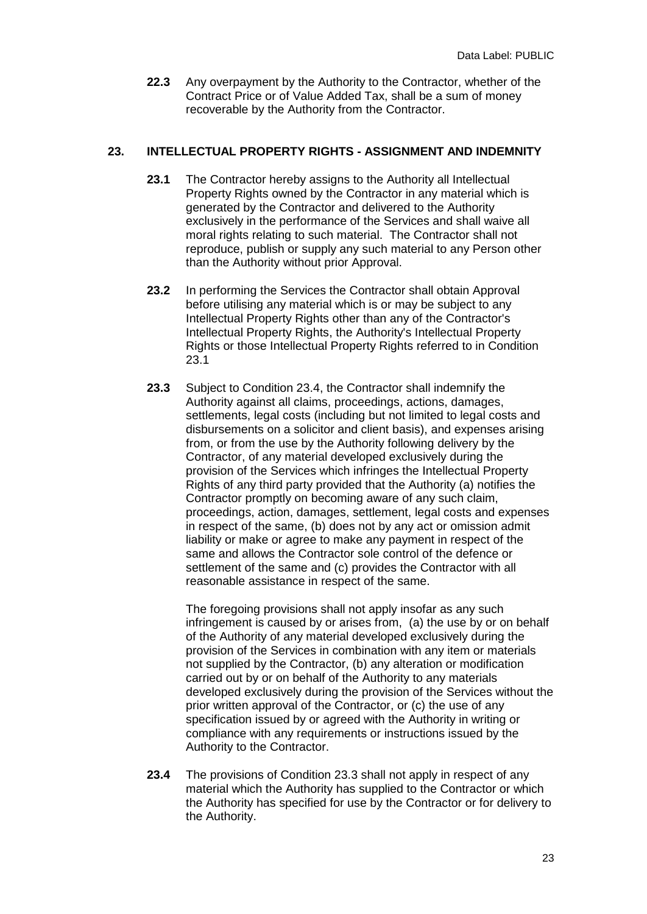**22.3** Any overpayment by the Authority to the Contractor, whether of the Contract Price or of Value Added Tax, shall be a sum of money recoverable by the Authority from the Contractor.

## 23. INTELLECTUAL PROPERTY RIGHTS - ASSIGNMENT AND INDEMNITY

**23.1** The Contractor hereby assigns to the Authority all Intellectual Property Rights owned by the Contractor in any material which is generated by the Contractor and delivered to the Authority exclusively in the performance of the Services and shall waive all moral rights relating to such material. The Contractor shall not reproduce, publish or supply any such material to any Person other than the Authority without prior Approval.

**23.2** In performing the Services the Contractor shall obtain Approval before utilising any material which is or may be subject to any Intellectual Property Rights other than any of the Contractor's Intellectual Property Rights, the Authority's Intellectual Property Rights or those Intellectual Property Rights referred to in Condition 23.1

**23.3** Subject to Condition 23.4, the Contractor shall indemnify the Authority against all claims, proceedings, actions, damages, settlements, legal costs (including but not limited to legal costs and disbursements on a solicitor and client basis), and expenses arising from, or from the use by the Authority following delivery by the Contractor, of any material developed exclusively during the provision of the Services which infringes the Intellectual Property Rights of any third party provided that the Authority (a) notifies the Contractor promptly on becoming aware of any such claim, proceedings, action, damages, settlement, legal costs and expenses in respect of the same, (b) does not by any act or omission admit liability or make or agree to make any payment in respect of the same and allows the Contractor sole control of the defence or settlement of the same and (c) provides the Contractor with all reasonable assistance in respect of the same.

The foregoing provisions shall not apply insofar as any such infringement is caused by or arises from, (a) the use by or on behalf of the Authority of any material developed exclusively during the provision of the Services in combination with any item or materials not supplied by the Contractor, (b) any alteration or modification carried out by or on behalf of the Authority to any materials developed exclusively during the provision of the Services without the prior written approval of the Contractor, or (c) the use of any specification issued by or agreed with the Authority in writing or compliance with any requirements or instructions issued by the Authority to the Contractor.

**23.4** The provisions of Condition 23.3 shall not apply in respect of any material which the Authority has supplied to the Contractor or which the Authority has specified for use by the Contractor or for delivery to the Authority.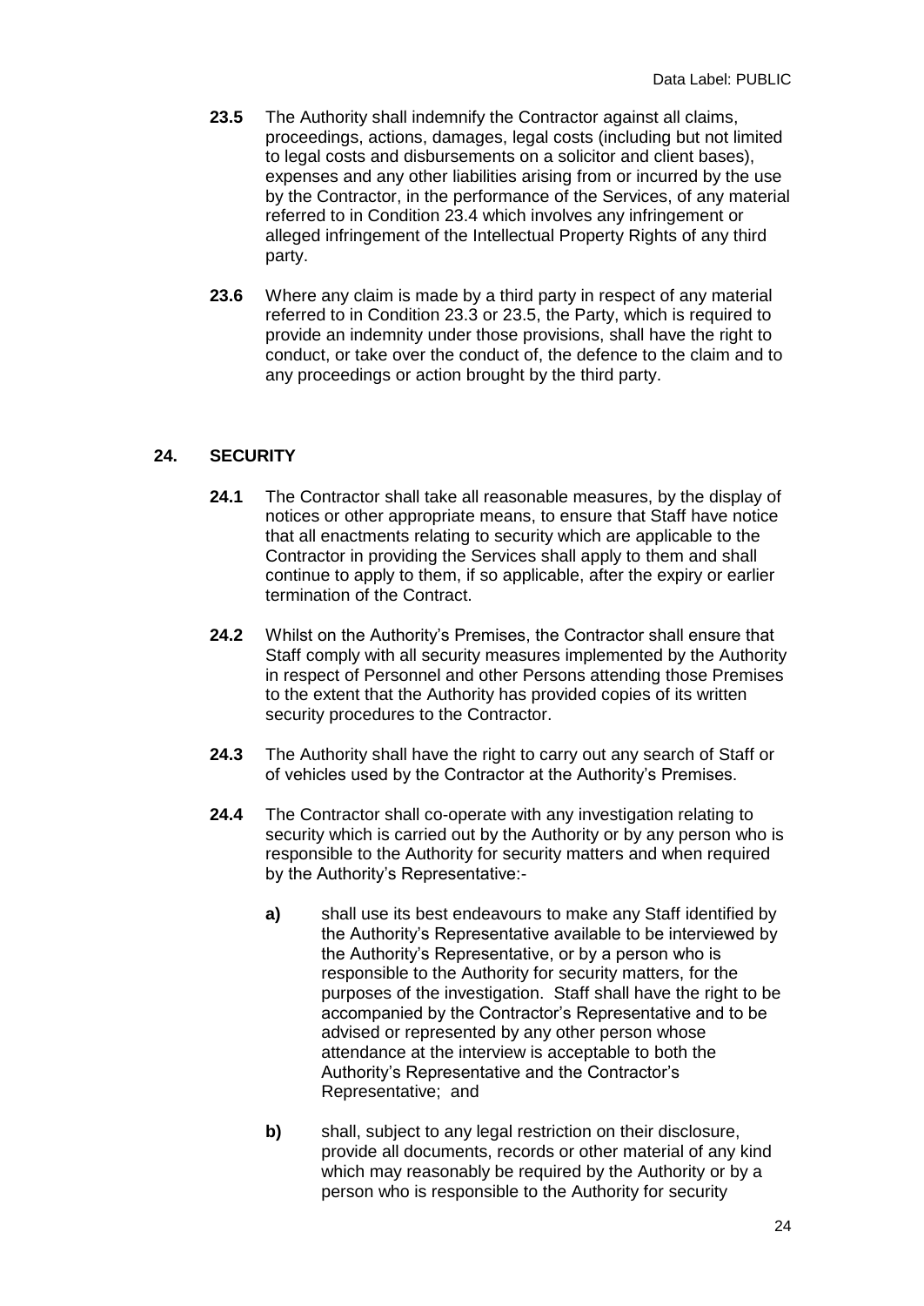**23.5** The Authority shall indemnify the Contractor against all claims, proceedings, actions, damages, legal costs (including but not limited to legal costs and disbursements on a solicitor and client bases), expenses and any other liabilities arising from or incurred by the use by the Contractor, in the performance of the Services, of any material referred to in Condition 23.4 which involves any infringement or alleged infringement of the Intellectual Property Rights of any third party.

**23.6** Where any claim is made by a third party in respect of any material referred to in Condition 23.3 or 23.5, the Party, which is required to provide an indemnity under those provisions, shall have the right to conduct, or take over the conduct of, the defence to the claim and to any proceedings or action brought by the third party.

## 24. SECURITY

**24.1** The Contractor shall take all reasonable measures, by the display of notices or other appropriate means, to ensure that Staff have notice that all enactments relating to security which are applicable to the Contractor in providing the Services shall apply to them and shall continue to apply to them, if so applicable, after the expiry or earlier termination of the Contract.

**24.2** Whilst on the Authority's Premises, the Contractor shall ensure that Staff comply with all security measures implemented by the Authority in respect of Personnel and other Persons attending those Premises to the extent that the Authority has provided copies of its written security procedures to the Contractor.

**24.3** The Authority shall have the right to carry out any search of Staff or of vehicles used by the Contractor at the Authority's Premises.

**24.4** The Contractor shall co-operate with any investigation relating to security which is carried out by the Authority or by any person who is responsible to the Authority for security matters and when required by the Authority's Representative:-

**a)** shall use its best endeavours to make any Staff identified by the Authority's Representative available to be interviewed by the Authority's Representative, or by a person who is responsible to the Authority for security matters, for the purposes of the investigation. Staff shall have the right to be accompanied by the Contractor's Representative and to be advised or represented by any other person whose attendance at the interview is acceptable to both the Authority's Representative and the Contractor's Representative; and

**b)** shall, subject to any legal restriction on their disclosure, provide all documents, records or other material of any kind which may reasonably be required by the Authority or by a person who is responsible to the Authority for security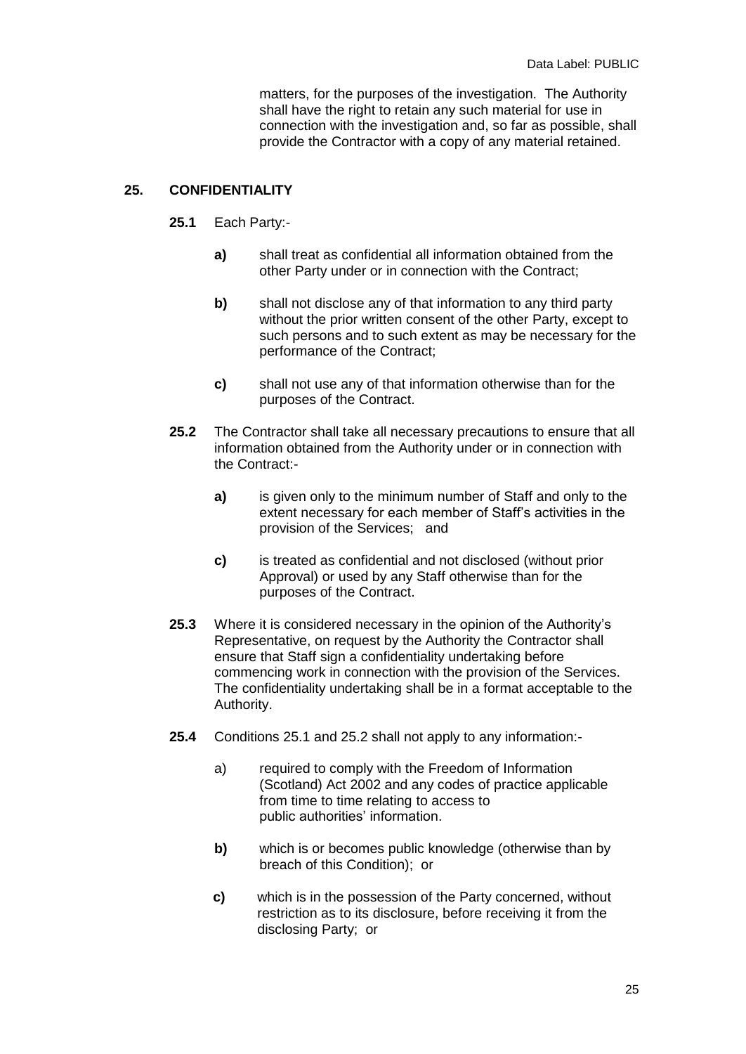matters, for the purposes of the investigation. The Authority shall have the right to retain any such material for use in connection with the investigation and, so far as possible, shall provide the Contractor with a copy of any material retained.

## 25. CONFIDENTIALITY

**25.1** Each Party:-

**a)** shall treat as confidential all information obtained from the other Party under or in connection with the Contract;

**b)** shall not disclose any of that information to any third party without the prior written consent of the other Party, except to such persons and to such extent as may be necessary for the performance of the Contract;

**c)** shall not use any of that information otherwise than for the purposes of the Contract.

**25.2** The Contractor shall take all necessary precautions to ensure that all information obtained from the Authority under or in connection with the Contract:-

**a)** is given only to the minimum number of Staff and only to the extent necessary for each member of Staff's activities in the provision of the Services; and

**c)** is treated as confidential and not disclosed (without prior Approval) or used by any Staff otherwise than for the purposes of the Contract.

**25.3** Where it is considered necessary in the opinion of the Authority's Representative, on request by the Authority the Contractor shall ensure that Staff sign a confidentiality undertaking before commencing work in connection with the provision of the Services. The confidentiality undertaking shall be in a format acceptable to the Authority.

**25.4** Conditions 25.1 and 25.2 shall not apply to any information:-

a) required to comply with the Freedom of Information (Scotland) Act 2002 and any codes of practice applicable from time to time relating to access to public authorities' information.

**b)** which is or becomes public knowledge (otherwise than by breach of this Condition); or

**c)** which is in the possession of the Party concerned, without restriction as to its disclosure, before receiving it from the disclosing Party; or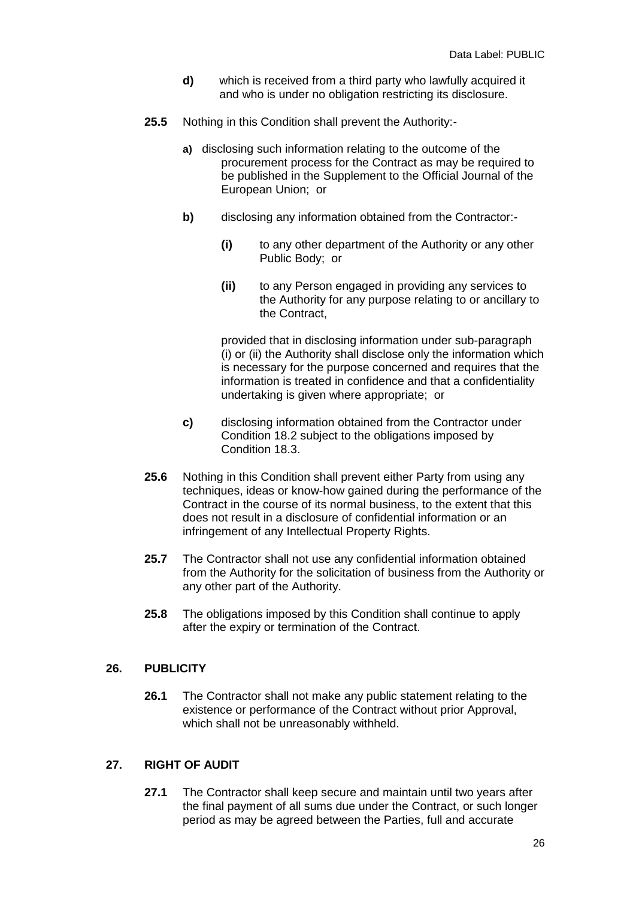**d)** which is received from a third party who lawfully acquired it and who is under no obligation restricting its disclosure.

**25.5** Nothing in this Condition shall prevent the Authority:-

**a)** disclosing such information relating to the outcome of the procurement process for the Contract as may be required to be published in the Supplement to the Official Journal of the European Union; or

**b)** disclosing any information obtained from the Contractor:-

**(i)** to any other department of the Authority or any other Public Body; or

**(ii)** to any Person engaged in providing any services to the Authority for any purpose relating to or ancillary to the Contract,

provided that in disclosing information under sub-paragraph (i) or (ii) the Authority shall disclose only the information which is necessary for the purpose concerned and requires that the information is treated in confidence and that a confidentiality undertaking is given where appropriate; or

**c)** disclosing information obtained from the Contractor under Condition 18.2 subject to the obligations imposed by Condition 18.3.

**25.6** Nothing in this Condition shall prevent either Party from using any techniques, ideas or know-how gained during the performance of the Contract in the course of its normal business, to the extent that this does not result in a disclosure of confidential information or an infringement of any Intellectual Property Rights.

**25.7** The Contractor shall not use any confidential information obtained from the Authority for the solicitation of business from the Authority or any other part of the Authority.

**25.8** The obligations imposed by this Condition shall continue to apply after the expiry or termination of the Contract.

## 26. PUBLICITY

**26.1** The Contractor shall not make any public statement relating to the existence or performance of the Contract without prior Approval, which shall not be unreasonably withheld.

## 27. RIGHT OF AUDIT

**27.1** The Contractor shall keep secure and maintain until two years after the final payment of all sums due under the Contract, or such longer period as may be agreed between the Parties, full and accurate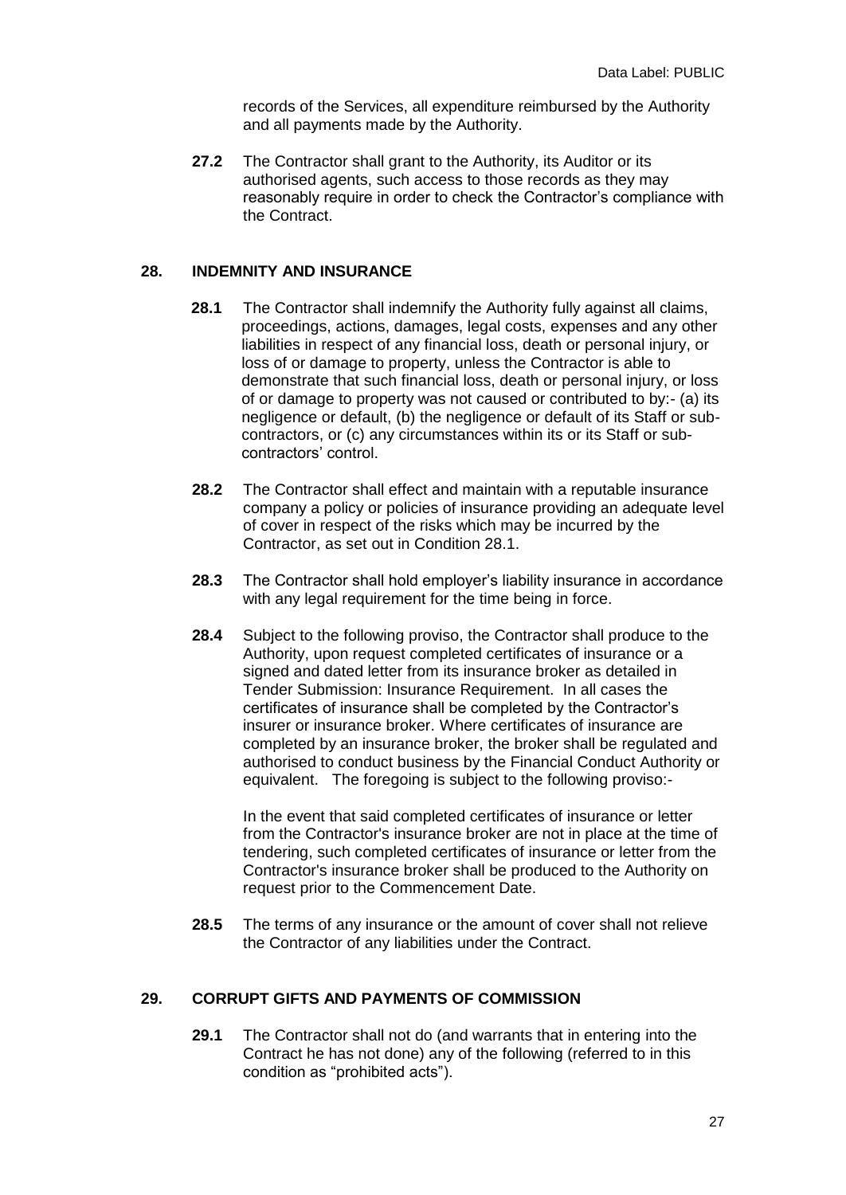records of the Services, all expenditure reimbursed by the Authority and all payments made by the Authority.

**27.2** The Contractor shall grant to the Authority, its Auditor or its authorised agents, such access to those records as they may reasonably require in order to check the Contractor's compliance with the Contract.

## 28. INDEMNITY AND INSURANCE

**28.1** The Contractor shall indemnify the Authority fully against all claims, proceedings, actions, damages, legal costs, expenses and any other liabilities in respect of any financial loss, death or personal injury, or loss of or damage to property, unless the Contractor is able to demonstrate that such financial loss, death or personal injury, or loss of or damage to property was not caused or contributed to by:- (a) its negligence or default, (b) the negligence or default of its Staff or sub-contractors, or (c) any circumstances within its or its Staff or sub-contractors' control.

**28.2** The Contractor shall effect and maintain with a reputable insurance company a policy or policies of insurance providing an adequate level of cover in respect of the risks which may be incurred by the Contractor, as set out in Condition 28.1.

**28.3** The Contractor shall hold employer's liability insurance in accordance with any legal requirement for the time being in force.

**28.4** Subject to the following proviso, the Contractor shall produce to the Authority, upon request completed certificates of insurance or a signed and dated letter from its insurance broker as detailed in Tender Submission: Insurance Requirement. In all cases the certificates of insurance shall be completed by the Contractor's insurer or insurance broker. Where certificates of insurance are completed by an insurance broker, the broker shall be regulated and authorised to conduct business by the Financial Conduct Authority or equivalent. The foregoing is subject to the following proviso:-

In the event that said completed certificates of insurance or letter from the Contractor's insurance broker are not in place at the time of tendering, such completed certificates of insurance or letter from the Contractor's insurance broker shall be produced to the Authority on request prior to the Commencement Date.

**28.5** The terms of any insurance or the amount of cover shall not relieve the Contractor of any liabilities under the Contract.

## 29. CORRUPT GIFTS AND PAYMENTS OF COMMISSION

**29.1** The Contractor shall not do (and warrants that in entering into the Contract he has not done) any of the following (referred to in this condition as "prohibited acts").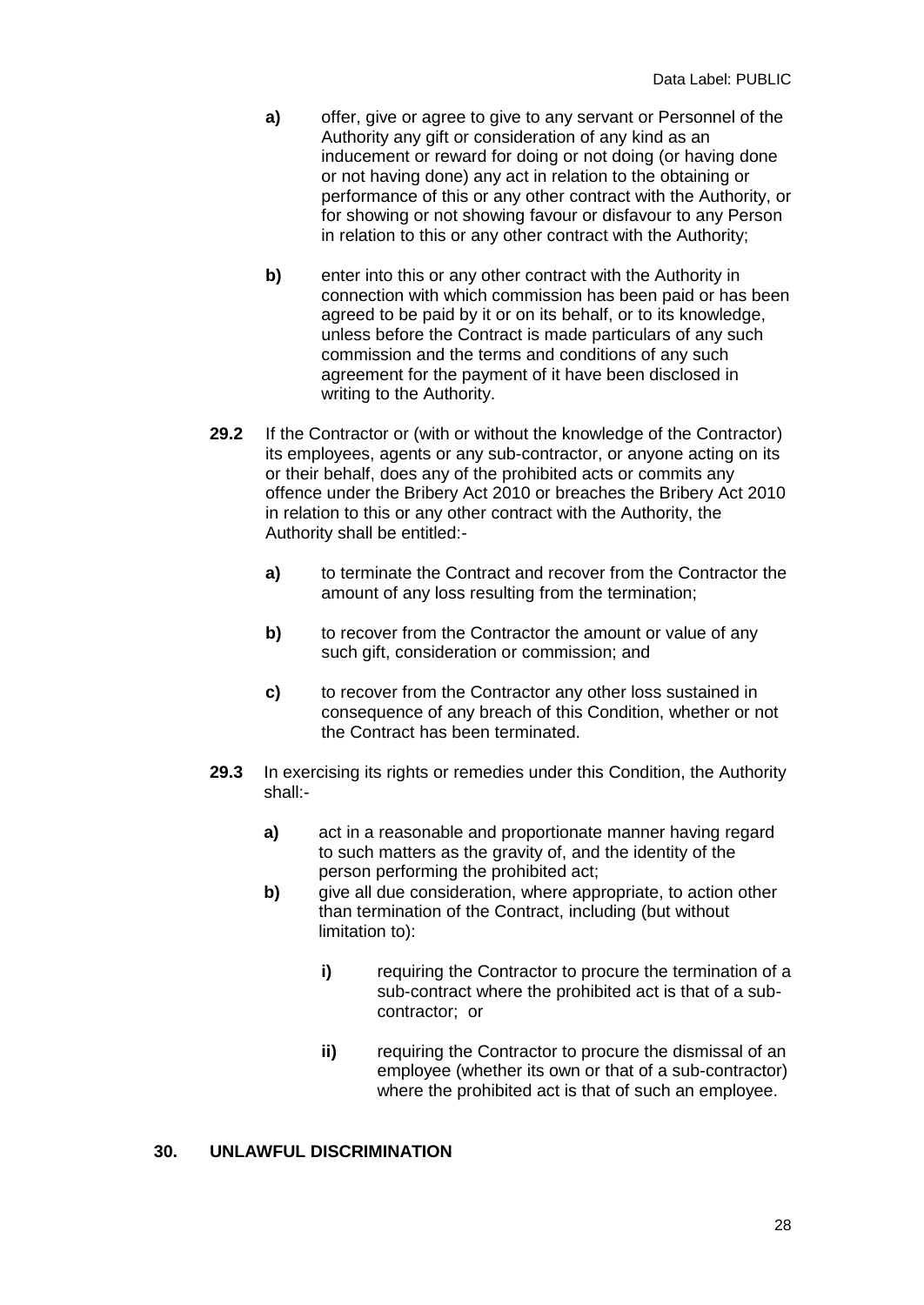**a)** offer, give or agree to give to any servant or Personnel of the Authority any gift or consideration of any kind as an inducement or reward for doing or not doing (or having done or not having done) any act in relation to the obtaining or performance of this or any other contract with the Authority, or for showing or not showing favour or disfavour to any Person in relation to this or any other contract with the Authority;

**b)** enter into this or any other contract with the Authority in connection with which commission has been paid or has been agreed to be paid by it or on its behalf, or to its knowledge, unless before the Contract is made particulars of any such commission and the terms and conditions of any such agreement for the payment of it have been disclosed in writing to the Authority.

**29.2** If the Contractor or (with or without the knowledge of the Contractor) its employees, agents or any sub-contractor, or anyone acting on its or their behalf, does any of the prohibited acts or commits any offence under the Bribery Act 2010 or breaches the Bribery Act 2010 in relation to this or any other contract with the Authority, the Authority shall be entitled:-

**a)** to terminate the Contract and recover from the Contractor the amount of any loss resulting from the termination;

**b)** to recover from the Contractor the amount or value of any such gift, consideration or commission; and

**c)** to recover from the Contractor any other loss sustained in consequence of any breach of this Condition, whether or not the Contract has been terminated.

**29.3** In exercising its rights or remedies under this Condition, the Authority shall:-

**a)** act in a reasonable and proportionate manner having regard to such matters as the gravity of, and the identity of the person performing the prohibited act;

**b)** give all due consideration, where appropriate, to action other than termination of the Contract, including (but without limitation to):

**i)** requiring the Contractor to procure the termination of a sub-contract where the prohibited act is that of a sub-contractor; or

**ii)** requiring the Contractor to procure the dismissal of an employee (whether its own or that of a sub-contractor) where the prohibited act is that of such an employee.

## 30. UNLAWFUL DISCRIMINATION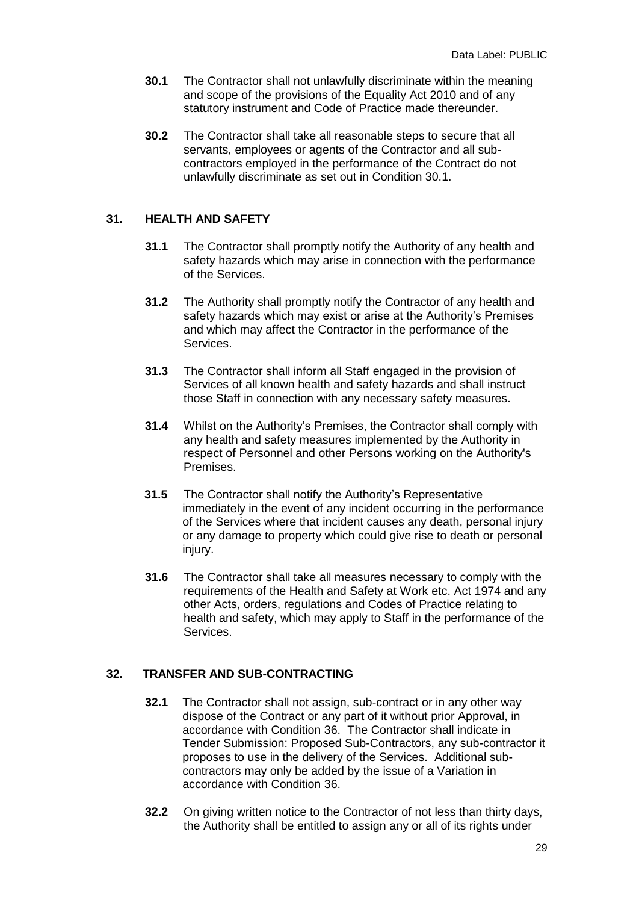**30.1** The Contractor shall not unlawfully discriminate within the meaning and scope of the provisions of the Equality Act 2010 and of any statutory instrument and Code of Practice made thereunder.

**30.2** The Contractor shall take all reasonable steps to secure that all servants, employees or agents of the Contractor and all sub-contractors employed in the performance of the Contract do not unlawfully discriminate as set out in Condition 30.1.

## 31. HEALTH AND SAFETY

**31.1** The Contractor shall promptly notify the Authority of any health and safety hazards which may arise in connection with the performance of the Services.

**31.2** The Authority shall promptly notify the Contractor of any health and safety hazards which may exist or arise at the Authority's Premises and which may affect the Contractor in the performance of the Services.

**31.3** The Contractor shall inform all Staff engaged in the provision of Services of all known health and safety hazards and shall instruct those Staff in connection with any necessary safety measures.

**31.4** Whilst on the Authority's Premises, the Contractor shall comply with any health and safety measures implemented by the Authority in respect of Personnel and other Persons working on the Authority's Premises.

**31.5** The Contractor shall notify the Authority's Representative immediately in the event of any incident occurring in the performance of the Services where that incident causes any death, personal injury or any damage to property which could give rise to death or personal injury.

**31.6** The Contractor shall take all measures necessary to comply with the requirements of the Health and Safety at Work etc. Act 1974 and any other Acts, orders, regulations and Codes of Practice relating to health and safety, which may apply to Staff in the performance of the Services.

## 32. TRANSFER AND SUB-CONTRACTING

**32.1** The Contractor shall not assign, sub-contract or in any other way dispose of the Contract or any part of it without prior Approval, in accordance with Condition 36. The Contractor shall indicate in Tender Submission: Proposed Sub-Contractors, any sub-contractor it proposes to use in the delivery of the Services. Additional sub-contractors may only be added by the issue of a Variation in accordance with Condition 36.

**32.2** On giving written notice to the Contractor of not less than thirty days, the Authority shall be entitled to assign any or all of its rights under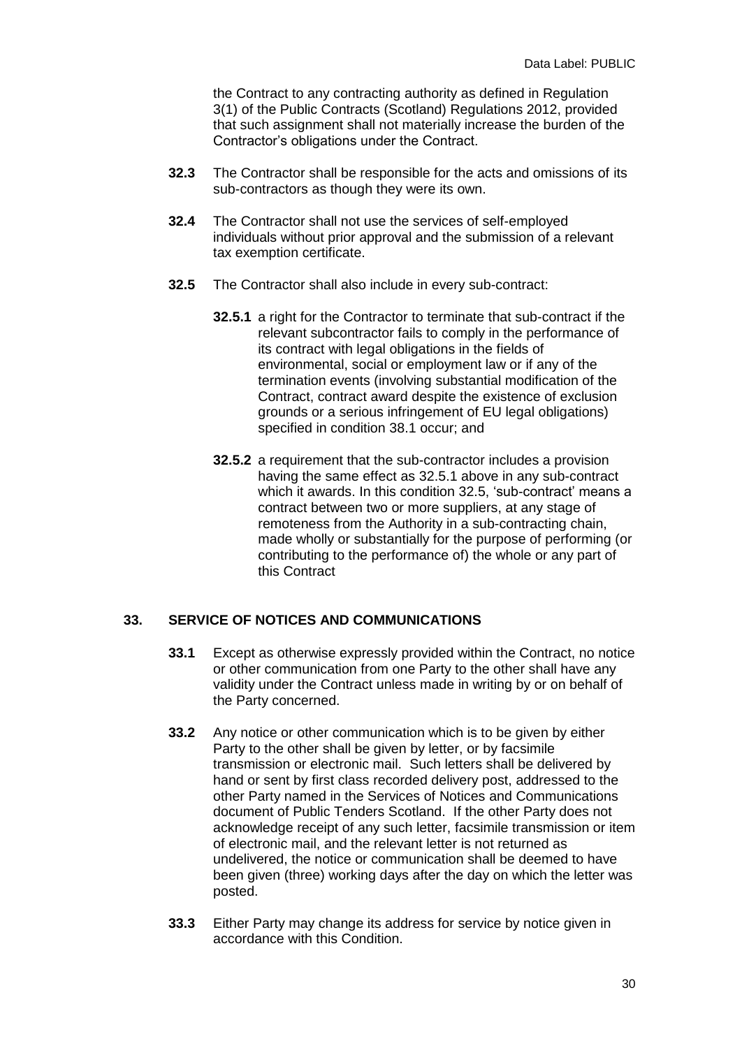the Contract to any contracting authority as defined in Regulation 3(1) of the Public Contracts (Scotland) Regulations 2012, provided that such assignment shall not materially increase the burden of the Contractor's obligations under the Contract.

**32.3** The Contractor shall be responsible for the acts and omissions of its sub-contractors as though they were its own.

**32.4** The Contractor shall not use the services of self-employed individuals without prior approval and the submission of a relevant tax exemption certificate.

**32.5** The Contractor shall also include in every sub-contract:

**32.5.1** a right for the Contractor to terminate that sub-contract if the relevant subcontractor fails to comply in the performance of its contract with legal obligations in the fields of environmental, social or employment law or if any of the termination events (involving substantial modification of the Contract, contract award despite the existence of exclusion grounds or a serious infringement of EU legal obligations) specified in condition 38.1 occur; and

**32.5.2** a requirement that the sub-contractor includes a provision having the same effect as 32.5.1 above in any sub-contract which it awards. In this condition 32.5, 'sub-contract' means a contract between two or more suppliers, at any stage of remoteness from the Authority in a sub-contracting chain, made wholly or substantially for the purpose of performing (or contributing to the performance of) the whole or any part of this Contract

## 33. SERVICE OF NOTICES AND COMMUNICATIONS

**33.1** Except as otherwise expressly provided within the Contract, no notice or other communication from one Party to the other shall have any validity under the Contract unless made in writing by or on behalf of the Party concerned.

**33.2** Any notice or other communication which is to be given by either Party to the other shall be given by letter, or by facsimile transmission or electronic mail. Such letters shall be delivered by hand or sent by first class recorded delivery post, addressed to the other Party named in the Services of Notices and Communications document of Public Tenders Scotland. If the other Party does not acknowledge receipt of any such letter, facsimile transmission or item of electronic mail, and the relevant letter is not returned as undelivered, the notice or communication shall be deemed to have been given (three) working days after the day on which the letter was posted.

**33.3** Either Party may change its address for service by notice given in accordance with this Condition.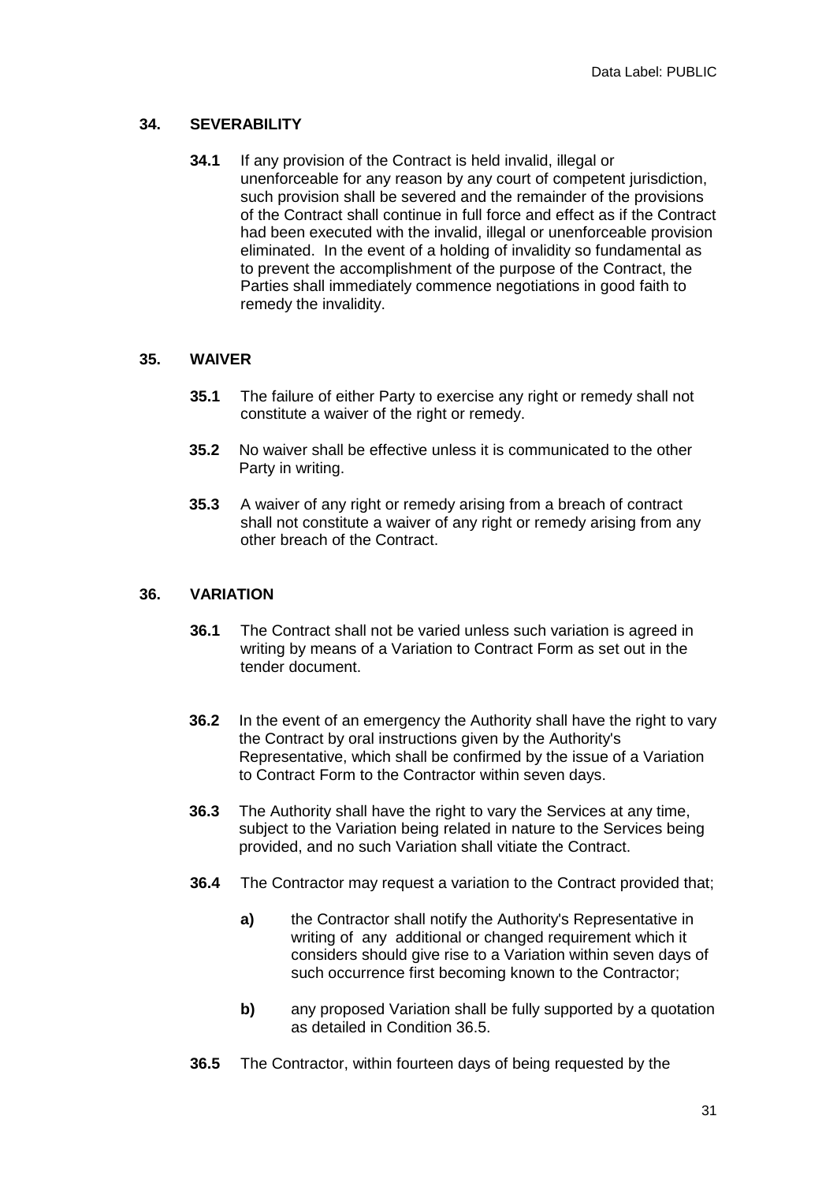## 34. SEVERABILITY

**34.1** If any provision of the Contract is held invalid, illegal or unenforceable for any reason by any court of competent jurisdiction, such provision shall be severed and the remainder of the provisions of the Contract shall continue in full force and effect as if the Contract had been executed with the invalid, illegal or unenforceable provision eliminated. In the event of a holding of invalidity so fundamental as to prevent the accomplishment of the purpose of the Contract, the Parties shall immediately commence negotiations in good faith to remedy the invalidity.

## 35. WAIVER

**35.1** The failure of either Party to exercise any right or remedy shall not constitute a waiver of the right or remedy.

**35.2** No waiver shall be effective unless it is communicated to the other Party in writing.

**35.3** A waiver of any right or remedy arising from a breach of contract shall not constitute a waiver of any right or remedy arising from any other breach of the Contract.

## 36. VARIATION

**36.1** The Contract shall not be varied unless such variation is agreed in writing by means of a Variation to Contract Form as set out in the tender document.

**36.2** In the event of an emergency the Authority shall have the right to vary the Contract by oral instructions given by the Authority's Representative, which shall be confirmed by the issue of a Variation to Contract Form to the Contractor within seven days.

**36.3** The Authority shall have the right to vary the Services at any time, subject to the Variation being related in nature to the Services being provided, and no such Variation shall vitiate the Contract.

**36.4** The Contractor may request a variation to the Contract provided that;

**a)** the Contractor shall notify the Authority's Representative in writing of any additional or changed requirement which it considers should give rise to a Variation within seven days of such occurrence first becoming known to the Contractor;

**b)** any proposed Variation shall be fully supported by a quotation as detailed in Condition 36.5.

**36.5** The Contractor, within fourteen days of being requested by the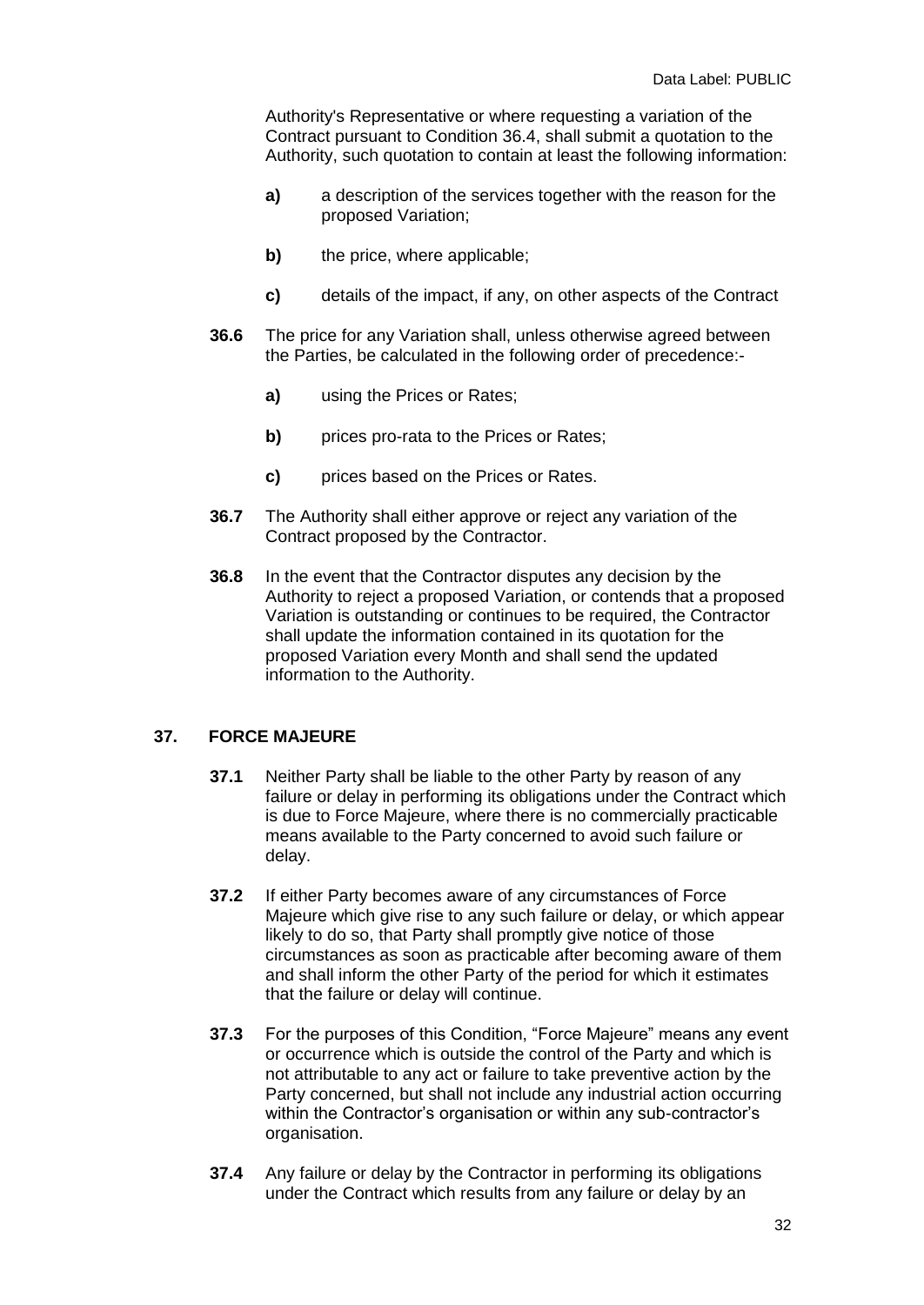Authority's Representative or where requesting a variation of the Contract pursuant to Condition 36.4, shall submit a quotation to the Authority, such quotation to contain at least the following information:

**a)** a description of the services together with the reason for the proposed Variation;

**b)** the price, where applicable;

**c)** details of the impact, if any, on other aspects of the Contract

**36.6** The price for any Variation shall, unless otherwise agreed between the Parties, be calculated in the following order of precedence:-

**a)** using the Prices or Rates;

**b)** prices pro-rata to the Prices or Rates;

**c)** prices based on the Prices or Rates.

**36.7** The Authority shall either approve or reject any variation of the Contract proposed by the Contractor.

**36.8** In the event that the Contractor disputes any decision by the Authority to reject a proposed Variation, or contends that a proposed Variation is outstanding or continues to be required, the Contractor shall update the information contained in its quotation for the proposed Variation every Month and shall send the updated information to the Authority.

## 37. FORCE MAJEURE

**37.1** Neither Party shall be liable to the other Party by reason of any failure or delay in performing its obligations under the Contract which is due to Force Majeure, where there is no commercially practicable means available to the Party concerned to avoid such failure or delay.

**37.2** If either Party becomes aware of any circumstances of Force Majeure which give rise to any such failure or delay, or which appear likely to do so, that Party shall promptly give notice of those circumstances as soon as practicable after becoming aware of them and shall inform the other Party of the period for which it estimates that the failure or delay will continue.

**37.3** For the purposes of this Condition, "Force Majeure" means any event or occurrence which is outside the control of the Party and which is not attributable to any act or failure to take preventive action by the Party concerned, but shall not include any industrial action occurring within the Contractor's organisation or within any sub-contractor's organisation.

**37.4** Any failure or delay by the Contractor in performing its obligations under the Contract which results from any failure or delay by an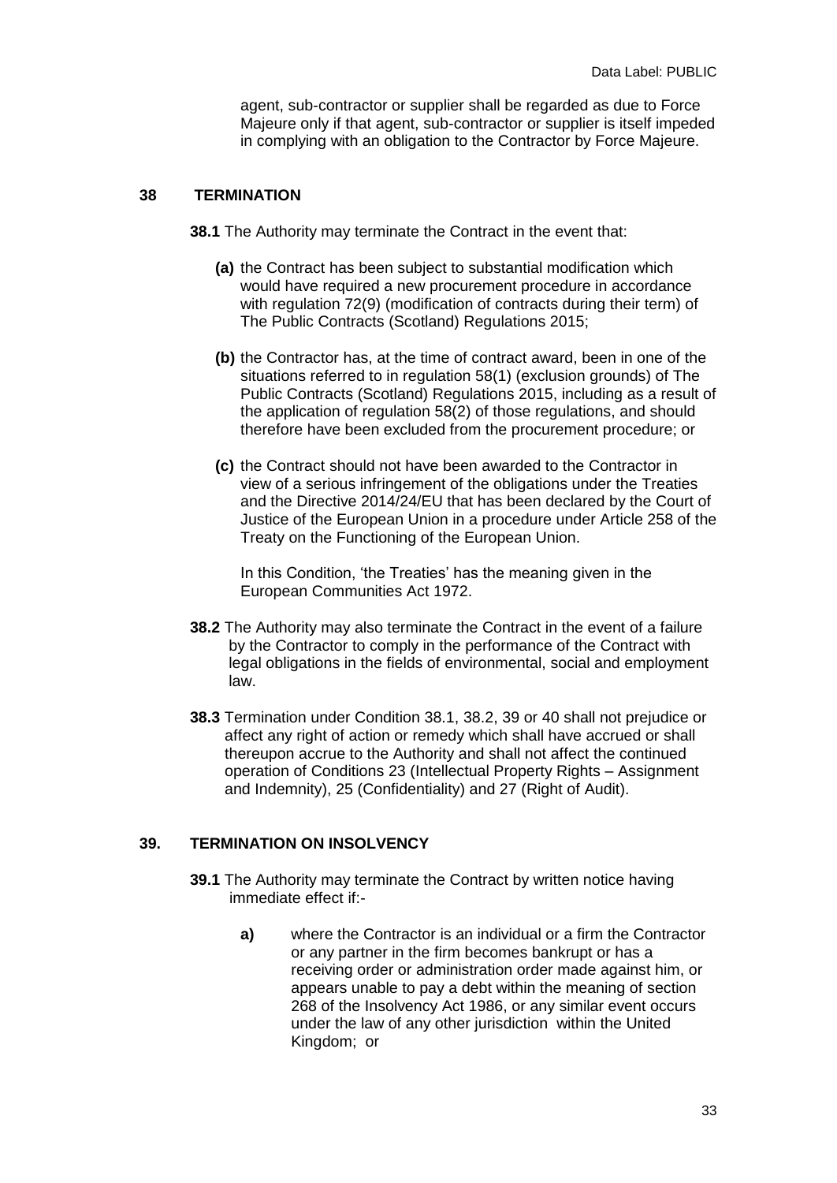agent, sub-contractor or supplier shall be regarded as due to Force Majeure only if that agent, sub-contractor or supplier is itself impeded in complying with an obligation to the Contractor by Force Majeure.

## 38 TERMINATION

**38.1** The Authority may terminate the Contract in the event that:

**(a)** the Contract has been subject to substantial modification which would have required a new procurement procedure in accordance with regulation 72(9) (modification of contracts during their term) of The Public Contracts (Scotland) Regulations 2015;

**(b)** the Contractor has, at the time of contract award, been in one of the situations referred to in regulation 58(1) (exclusion grounds) of The Public Contracts (Scotland) Regulations 2015, including as a result of the application of regulation 58(2) of those regulations, and should therefore have been excluded from the procurement procedure; or

**(c)** the Contract should not have been awarded to the Contractor in view of a serious infringement of the obligations under the Treaties and the Directive 2014/24/EU that has been declared by the Court of Justice of the European Union in a procedure under Article 258 of the Treaty on the Functioning of the European Union.

In this Condition, 'the Treaties' has the meaning given in the European Communities Act 1972.

**38.2** The Authority may also terminate the Contract in the event of a failure by the Contractor to comply in the performance of the Contract with legal obligations in the fields of environmental, social and employment law.

**38.3** Termination under Condition 38.1, 38.2, 39 or 40 shall not prejudice or affect any right of action or remedy which shall have accrued or shall thereupon accrue to the Authority and shall not affect the continued operation of Conditions 23 (Intellectual Property Rights – Assignment and Indemnity), 25 (Confidentiality) and 27 (Right of Audit).

## 39. TERMINATION ON INSOLVENCY

**39.1** The Authority may terminate the Contract by written notice having immediate effect if:-

**a)** where the Contractor is an individual or a firm the Contractor or any partner in the firm becomes bankrupt or has a receiving order or administration order made against him, or appears unable to pay a debt within the meaning of section 268 of the Insolvency Act 1986, or any similar event occurs under the law of any other jurisdiction within the United Kingdom; or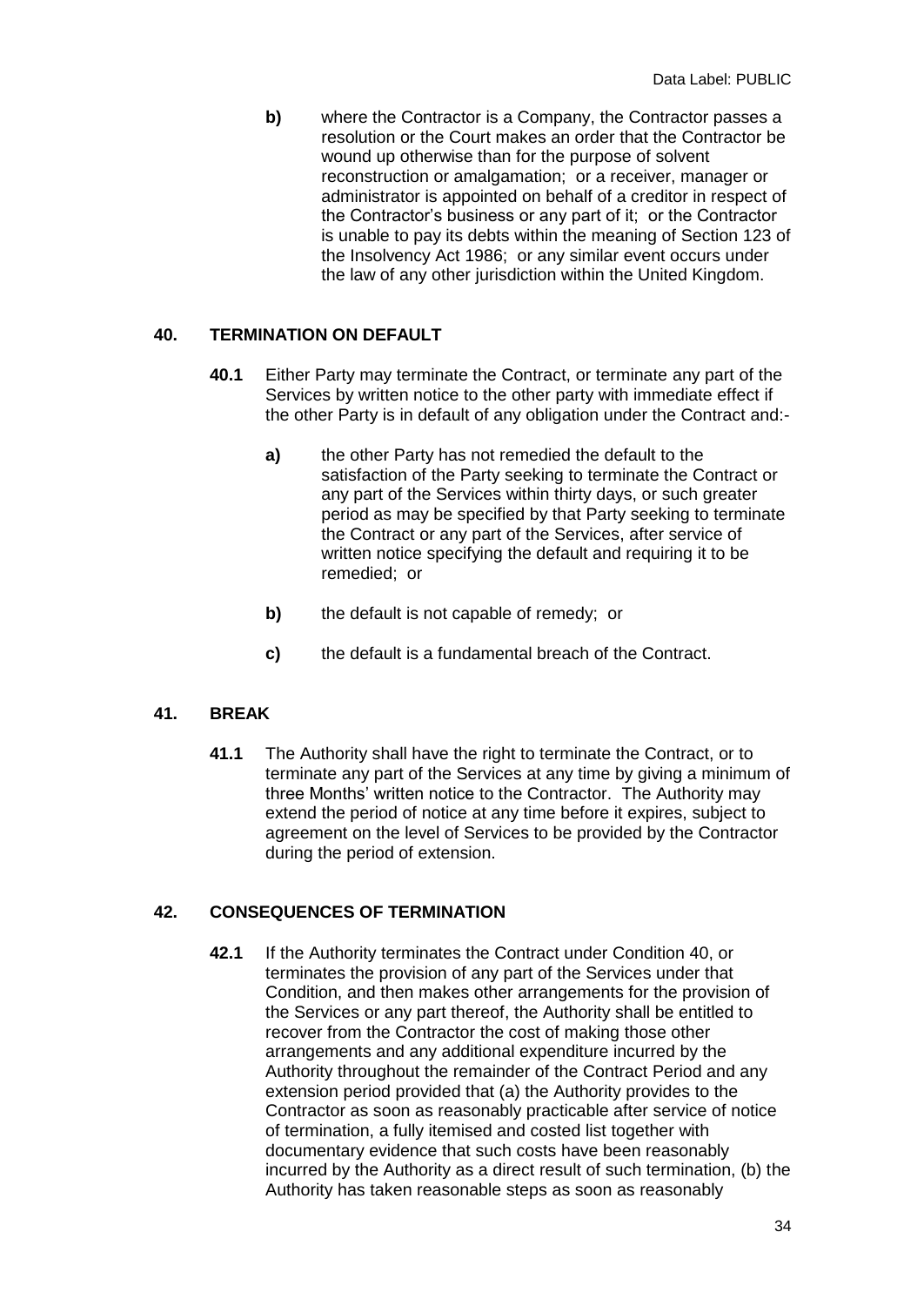**b)** where the Contractor is a Company, the Contractor passes a resolution or the Court makes an order that the Contractor be wound up otherwise than for the purpose of solvent reconstruction or amalgamation; or a receiver, manager or administrator is appointed on behalf of a creditor in respect of the Contractor's business or any part of it; or the Contractor is unable to pay its debts within the meaning of Section 123 of the Insolvency Act 1986; or any similar event occurs under the law of any other jurisdiction within the United Kingdom.

## 40. TERMINATION ON DEFAULT

**40.1** Either Party may terminate the Contract, or terminate any part of the Services by written notice to the other party with immediate effect if the other Party is in default of any obligation under the Contract and:-

**a)** the other Party has not remedied the default to the satisfaction of the Party seeking to terminate the Contract or any part of the Services within thirty days, or such greater period as may be specified by that Party seeking to terminate the Contract or any part of the Services, after service of written notice specifying the default and requiring it to be remedied; or

**b)** the default is not capable of remedy; or

**c)** the default is a fundamental breach of the Contract.

## 41. BREAK

**41.1** The Authority shall have the right to terminate the Contract, or to terminate any part of the Services at any time by giving a minimum of three Months' written notice to the Contractor. The Authority may extend the period of notice at any time before it expires, subject to agreement on the level of Services to be provided by the Contractor during the period of extension.

## 42. CONSEQUENCES OF TERMINATION

**42.1** If the Authority terminates the Contract under Condition 40, or terminates the provision of any part of the Services under that Condition, and then makes other arrangements for the provision of the Services or any part thereof, the Authority shall be entitled to recover from the Contractor the cost of making those other arrangements and any additional expenditure incurred by the Authority throughout the remainder of the Contract Period and any extension period provided that (a) the Authority provides to the Contractor as soon as reasonably practicable after service of notice of termination, a fully itemised and costed list together with documentary evidence that such costs have been reasonably incurred by the Authority as a direct result of such termination, (b) the Authority has taken reasonable steps as soon as reasonably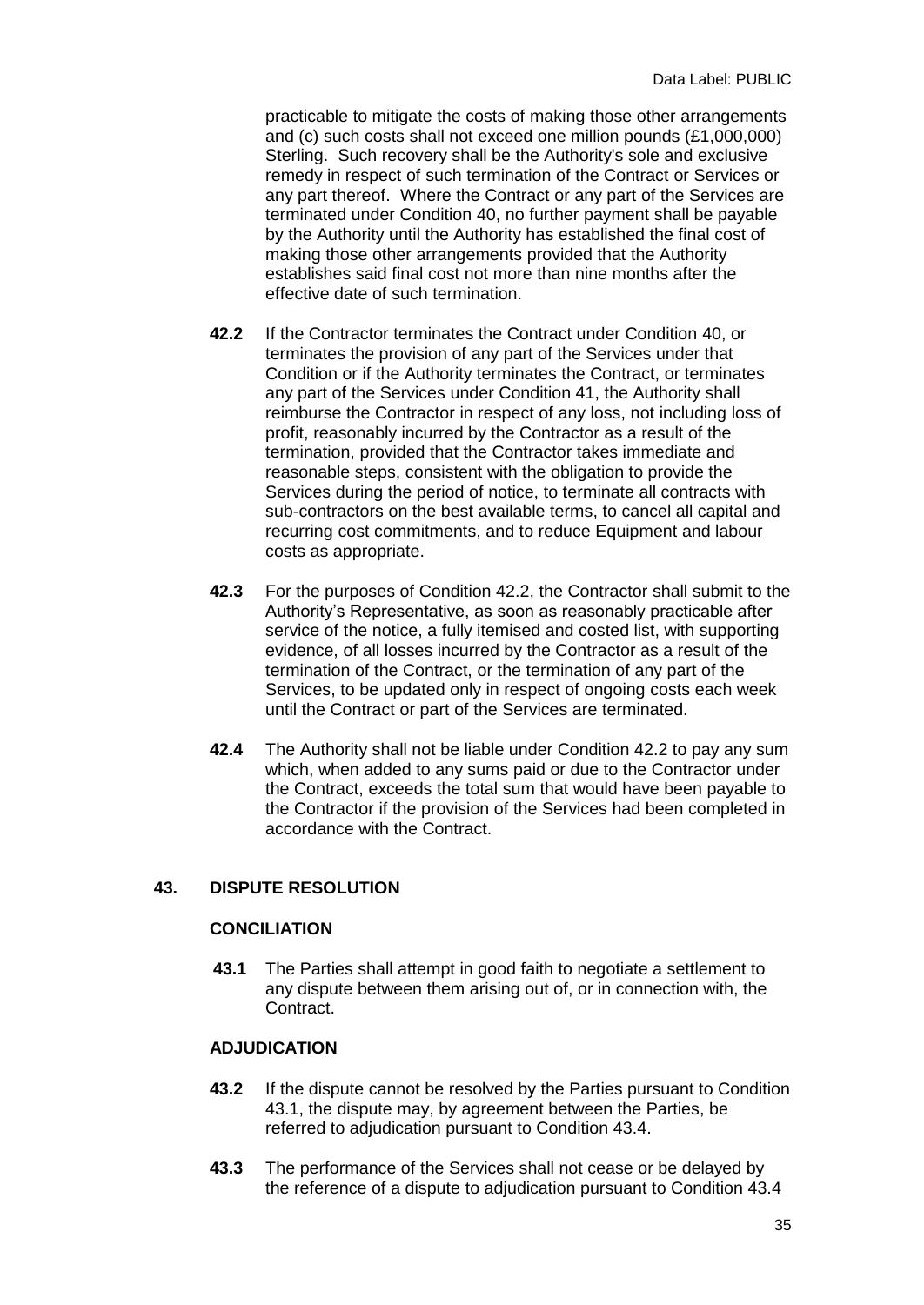practicable to mitigate the costs of making those other arrangements and (c) such costs shall not exceed one million pounds (£1,000,000) Sterling. Such recovery shall be the Authority's sole and exclusive remedy in respect of such termination of the Contract or Services or any part thereof. Where the Contract or any part of the Services are terminated under Condition 40, no further payment shall be payable by the Authority until the Authority has established the final cost of making those other arrangements provided that the Authority establishes said final cost not more than nine months after the effective date of such termination.

**42.2** If the Contractor terminates the Contract under Condition 40, or terminates the provision of any part of the Services under that Condition or if the Authority terminates the Contract, or terminates any part of the Services under Condition 41, the Authority shall reimburse the Contractor in respect of any loss, not including loss of profit, reasonably incurred by the Contractor as a result of the termination, provided that the Contractor takes immediate and reasonable steps, consistent with the obligation to provide the Services during the period of notice, to terminate all contracts with sub-contractors on the best available terms, to cancel all capital and recurring cost commitments, and to reduce Equipment and labour costs as appropriate.

**42.3** For the purposes of Condition 42.2, the Contractor shall submit to the Authority's Representative, as soon as reasonably practicable after service of the notice, a fully itemised and costed list, with supporting evidence, of all losses incurred by the Contractor as a result of the termination of the Contract, or the termination of any part of the Services, to be updated only in respect of ongoing costs each week until the Contract or part of the Services are terminated.

**42.4** The Authority shall not be liable under Condition 42.2 to pay any sum which, when added to any sums paid or due to the Contractor under the Contract, exceeds the total sum that would have been payable to the Contractor if the provision of the Services had been completed in accordance with the Contract.

## 43. DISPUTE RESOLUTION

### CONCILIATION

**43.1** The Parties shall attempt in good faith to negotiate a settlement to any dispute between them arising out of, or in connection with, the Contract.

### ADJUDICATION

**43.2** If the dispute cannot be resolved by the Parties pursuant to Condition 43.1, the dispute may, by agreement between the Parties, be referred to adjudication pursuant to Condition 43.4.

**43.3** The performance of the Services shall not cease or be delayed by the reference of a dispute to adjudication pursuant to Condition 43.4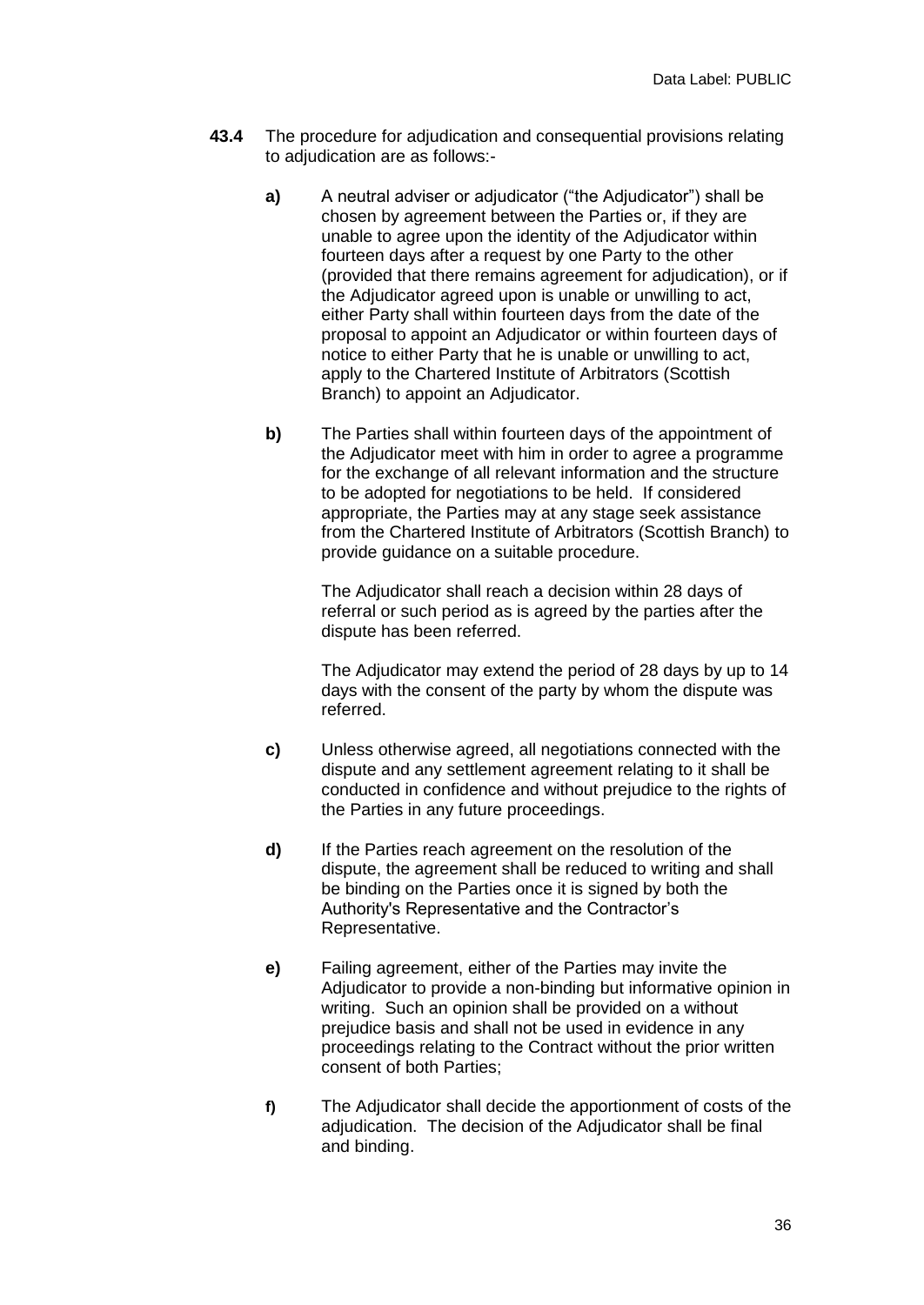**43.4** The procedure for adjudication and consequential provisions relating to adjudication are as follows:-

**a)** A neutral adviser or adjudicator ("the Adjudicator") shall be chosen by agreement between the Parties or, if they are unable to agree upon the identity of the Adjudicator within fourteen days after a request by one Party to the other (provided that there remains agreement for adjudication), or if the Adjudicator agreed upon is unable or unwilling to act, either Party shall within fourteen days from the date of the proposal to appoint an Adjudicator or within fourteen days of notice to either Party that he is unable or unwilling to act, apply to the Chartered Institute of Arbitrators (Scottish Branch) to appoint an Adjudicator.

**b)** The Parties shall within fourteen days of the appointment of the Adjudicator meet with him in order to agree a programme for the exchange of all relevant information and the structure to be adopted for negotiations to be held. If considered appropriate, the Parties may at any stage seek assistance from the Chartered Institute of Arbitrators (Scottish Branch) to provide guidance on a suitable procedure.

The Adjudicator shall reach a decision within 28 days of referral or such period as is agreed by the parties after the dispute has been referred.

The Adjudicator may extend the period of 28 days by up to 14 days with the consent of the party by whom the dispute was referred.

**c)** Unless otherwise agreed, all negotiations connected with the dispute and any settlement agreement relating to it shall be conducted in confidence and without prejudice to the rights of the Parties in any future proceedings.

**d)** If the Parties reach agreement on the resolution of the dispute, the agreement shall be reduced to writing and shall be binding on the Parties once it is signed by both the Authority's Representative and the Contractor's Representative.

**e)** Failing agreement, either of the Parties may invite the Adjudicator to provide a non-binding but informative opinion in writing. Such an opinion shall be provided on a without prejudice basis and shall not be used in evidence in any proceedings relating to the Contract without the prior written consent of both Parties;

**f)** The Adjudicator shall decide the apportionment of costs of the adjudication. The decision of the Adjudicator shall be final and binding.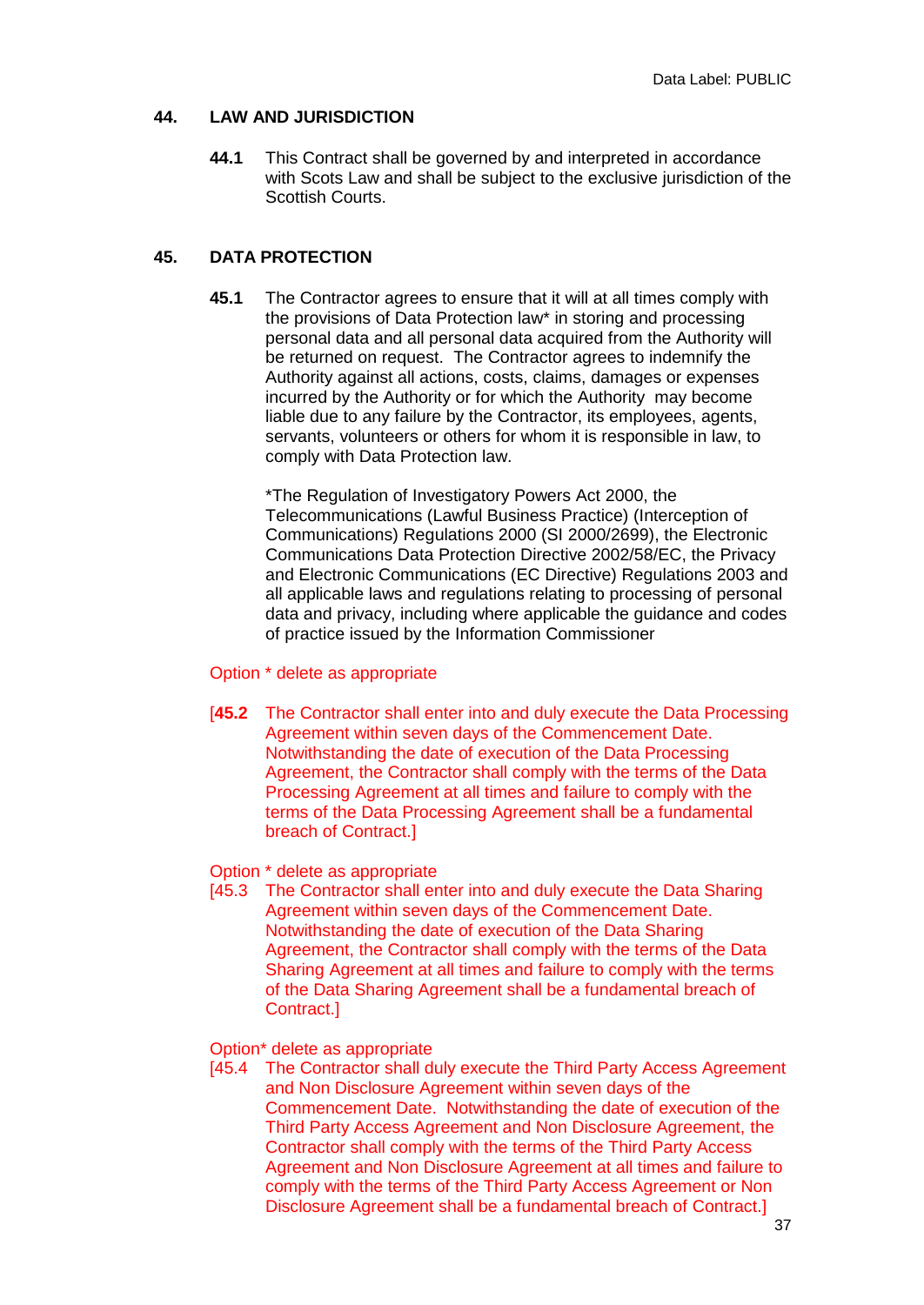## 44. LAW AND JURISDICTION

**44.1** This Contract shall be governed by and interpreted in accordance with Scots Law and shall be subject to the exclusive jurisdiction of the Scottish Courts.

## 45. DATA PROTECTION

**45.1** The Contractor agrees to ensure that it will at all times comply with the provisions of Data Protection law* in storing and processing personal data and all personal data acquired from the Authority will be returned on request. The Contractor agrees to indemnify the Authority against all actions, costs, claims, damages or expenses incurred by the Authority or for which the Authority may become liable due to any failure by the Contractor, its employees, agents, servants, volunteers or others for whom it is responsible in law, to comply with Data Protection law.

*The Regulation of Investigatory Powers Act 2000, the Telecommunications (Lawful Business Practice) (Interception of Communications) Regulations 2000 (SI 2000/2699), the Electronic Communications Data Protection Directive 2002/58/EC, the Privacy and Electronic Communications (EC Directive) Regulations 2003 and all applicable laws and regulations relating to processing of personal data and privacy, including where applicable the guidance and codes of practice issued by the Information Commissioner

Option * delete as appropriate

[**45.2** The Contractor shall enter into and duly execute the Data Processing Agreement within seven days of the Commencement Date. Notwithstanding the date of execution of the Data Processing Agreement, the Contractor shall comply with the terms of the Data Processing Agreement at all times and failure to comply with the terms of the Data Processing Agreement shall be a fundamental breach of Contract.]

Option * delete as appropriate

[45.3 The Contractor shall enter into and duly execute the Data Sharing Agreement within seven days of the Commencement Date. Notwithstanding the date of execution of the Data Sharing Agreement, the Contractor shall comply with the terms of the Data Sharing Agreement at all times and failure to comply with the terms of the Data Sharing Agreement shall be a fundamental breach of Contract.]

Option* delete as appropriate

[45.4 The Contractor shall duly execute the Third Party Access Agreement and Non Disclosure Agreement within seven days of the Commencement Date. Notwithstanding the date of execution of the Third Party Access Agreement and Non Disclosure Agreement, the Contractor shall comply with the terms of the Third Party Access Agreement and Non Disclosure Agreement at all times and failure to comply with the terms of the Third Party Access Agreement or Non Disclosure Agreement shall be a fundamental breach of Contract.]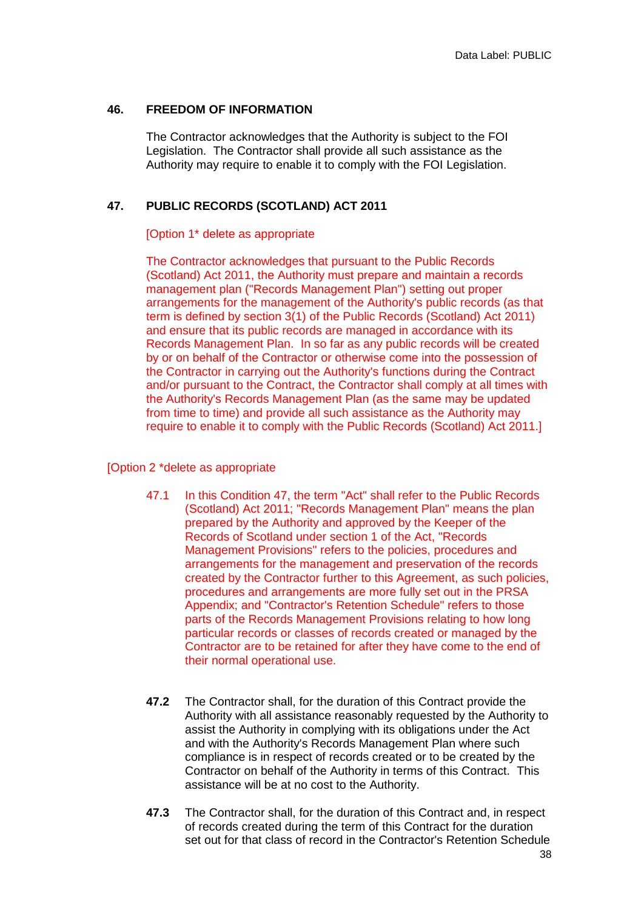## 46. FREEDOM OF INFORMATION

The Contractor acknowledges that the Authority is subject to the FOI Legislation. The Contractor shall provide all such assistance as the Authority may require to enable it to comply with the FOI Legislation.

## 47. PUBLIC RECORDS (SCOTLAND) ACT 2011

[Option 1* delete as appropriate

The Contractor acknowledges that pursuant to the Public Records (Scotland) Act 2011, the Authority must prepare and maintain a records management plan ("Records Management Plan") setting out proper arrangements for the management of the Authority's public records (as that term is defined by section 3(1) of the Public Records (Scotland) Act 2011) and ensure that its public records are managed in accordance with its Records Management Plan. In so far as any public records will be created by or on behalf of the Contractor or otherwise come into the possession of the Contractor in carrying out the Authority's functions during the Contract and/or pursuant to the Contract, the Contractor shall comply at all times with the Authority's Records Management Plan (as the same may be updated from time to time) and provide all such assistance as the Authority may require to enable it to comply with the Public Records (Scotland) Act 2011.]

[Option 2 *delete as appropriate

47.1 In this Condition 47, the term "Act" shall refer to the Public Records (Scotland) Act 2011; "Records Management Plan" means the plan prepared by the Authority and approved by the Keeper of the Records of Scotland under section 1 of the Act, "Records Management Provisions" refers to the policies, procedures and arrangements for the management and preservation of the records created by the Contractor further to this Agreement, as such policies, procedures and arrangements are more fully set out in the PRSA Appendix; and "Contractor's Retention Schedule" refers to those parts of the Records Management Provisions relating to how long particular records or classes of records created or managed by the Contractor are to be retained for after they have come to the end of their normal operational use.

**47.2** The Contractor shall, for the duration of this Contract provide the Authority with all assistance reasonably requested by the Authority to assist the Authority in complying with its obligations under the Act and with the Authority's Records Management Plan where such compliance is in respect of records created or to be created by the Contractor on behalf of the Authority in terms of this Contract. This assistance will be at no cost to the Authority.

**47.3** The Contractor shall, for the duration of this Contract and, in respect of records created during the term of this Contract for the duration set out for that class of record in the Contractor's Retention Schedule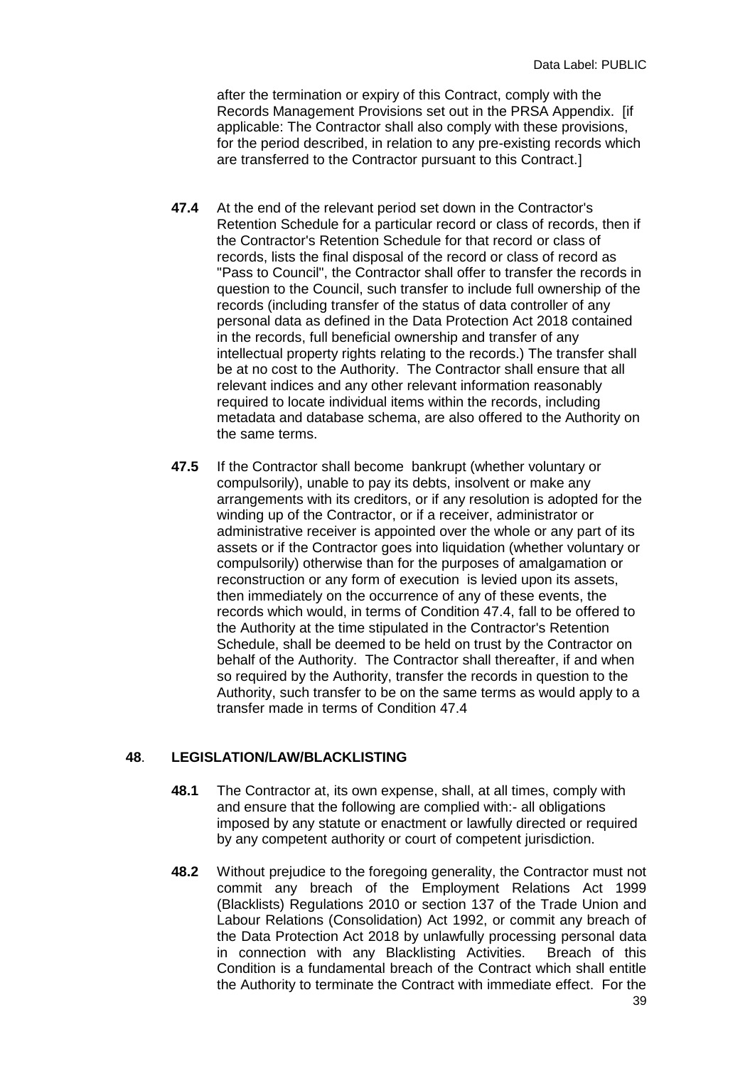after the termination or expiry of this Contract, comply with the Records Management Provisions set out in the PRSA Appendix. [if applicable: The Contractor shall also comply with these provisions, for the period described, in relation to any pre-existing records which are transferred to the Contractor pursuant to this Contract.]

**47.4** At the end of the relevant period set down in the Contractor's Retention Schedule for a particular record or class of records, then if the Contractor's Retention Schedule for that record or class of records, lists the final disposal of the record or class of record as "Pass to Council", the Contractor shall offer to transfer the records in question to the Council, such transfer to include full ownership of the records (including transfer of the status of data controller of any personal data as defined in the Data Protection Act 2018 contained in the records, full beneficial ownership and transfer of any intellectual property rights relating to the records.) The transfer shall be at no cost to the Authority. The Contractor shall ensure that all relevant indices and any other relevant information reasonably required to locate individual items within the records, including metadata and database schema, are also offered to the Authority on the same terms.

**47.5** If the Contractor shall become bankrupt (whether voluntary or compulsorily), unable to pay its debts, insolvent or make any arrangements with its creditors, or if any resolution is adopted for the winding up of the Contractor, or if a receiver, administrator or administrative receiver is appointed over the whole or any part of its assets or if the Contractor goes into liquidation (whether voluntary or compulsorily) otherwise than for the purposes of amalgamation or reconstruction or any form of execution is levied upon its assets, then immediately on the occurrence of any of these events, the records which would, in terms of Condition 47.4, fall to be offered to the Authority at the time stipulated in the Contractor's Retention Schedule, shall be deemed to be held on trust by the Contractor on behalf of the Authority. The Contractor shall thereafter, if and when so required by the Authority, transfer the records in question to the Authority, such transfer to be on the same terms as would apply to a transfer made in terms of Condition 47.4

## 48. LEGISLATION/LAW/BLACKLISTING

**48.1** The Contractor at, its own expense, shall, at all times, comply with and ensure that the following are complied with:- all obligations imposed by any statute or enactment or lawfully directed or required by any competent authority or court of competent jurisdiction.

**48.2** Without prejudice to the foregoing generality, the Contractor must not commit any breach of the Employment Relations Act 1999 (Blacklists) Regulations 2010 or section 137 of the Trade Union and Labour Relations (Consolidation) Act 1992, or commit any breach of the Data Protection Act 2018 by unlawfully processing personal data in connection with any Blacklisting Activities. Breach of this Condition is a fundamental breach of the Contract which shall entitle the Authority to terminate the Contract with immediate effect. For the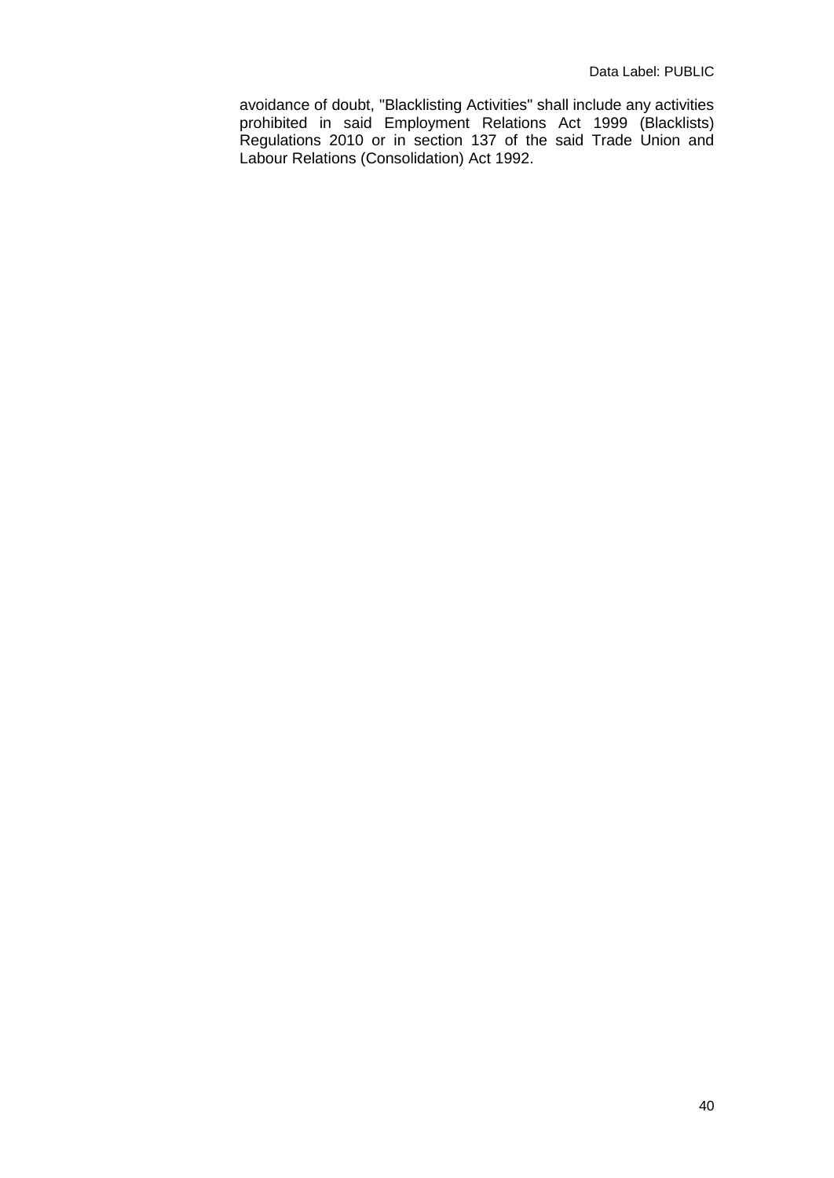avoidance of doubt, "Blacklisting Activities" shall include any activities prohibited in said Employment Relations Act 1999 (Blacklists) Regulations 2010 or in section 137 of the said Trade Union and Labour Relations (Consolidation) Act 1992.